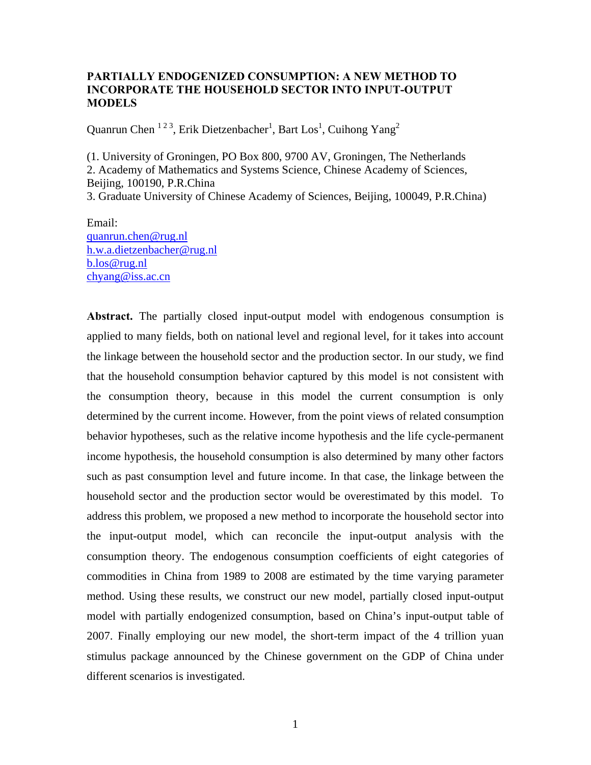# PARTIALLY ENDOGENIZED CONSUMPTION: A NEW METHOD TO INCORPORATE THE HOUSEHOLD SECTOR INTO INPUT-OUTPUT MODELS

Quanrun Chen [1 2 3], Erik Dietzenbacher[1], Bart Los[1], Cuihong Yang[2]

(1. University of Groningen, PO Box 800, 9700 AV, Groningen, The Netherlands
2. Academy of Mathematics and Systems Science, Chinese Academy of Sciences, Beijing, 100190, P.R.China
3. Graduate University of Chinese Academy of Sciences, Beijing, 100049, P.R.China)

Email:
quanrun.chen@rug.nl
h.w.a.dietzenbacher@rug.nl
b.los@rug.nl
chyang@iss.ac.cn

**Abstract.** The partially closed input-output model with endogenous consumption is applied to many fields, both on national level and regional level, for it takes into account the linkage between the household sector and the production sector. In our study, we find that the household consumption behavior captured by this model is not consistent with the consumption theory, because in this model the current consumption is only determined by the current income. However, from the point views of related consumption behavior hypotheses, such as the relative income hypothesis and the life cycle-permanent income hypothesis, the household consumption is also determined by many other factors such as past consumption level and future income. In that case, the linkage between the household sector and the production sector would be overestimated by this model. To address this problem, we proposed a new method to incorporate the household sector into the input-output model, which can reconcile the input-output analysis with the consumption theory. The endogenous consumption coefficients of eight categories of commodities in China from 1989 to 2008 are estimated by the time varying parameter method. Using these results, we construct our new model, partially closed input-output model with partially endogenized consumption, based on China's input-output table of 2007. Finally employing our new model, the short-term impact of the 4 trillion yuan stimulus package announced by the Chinese government on the GDP of China under different scenarios is investigated.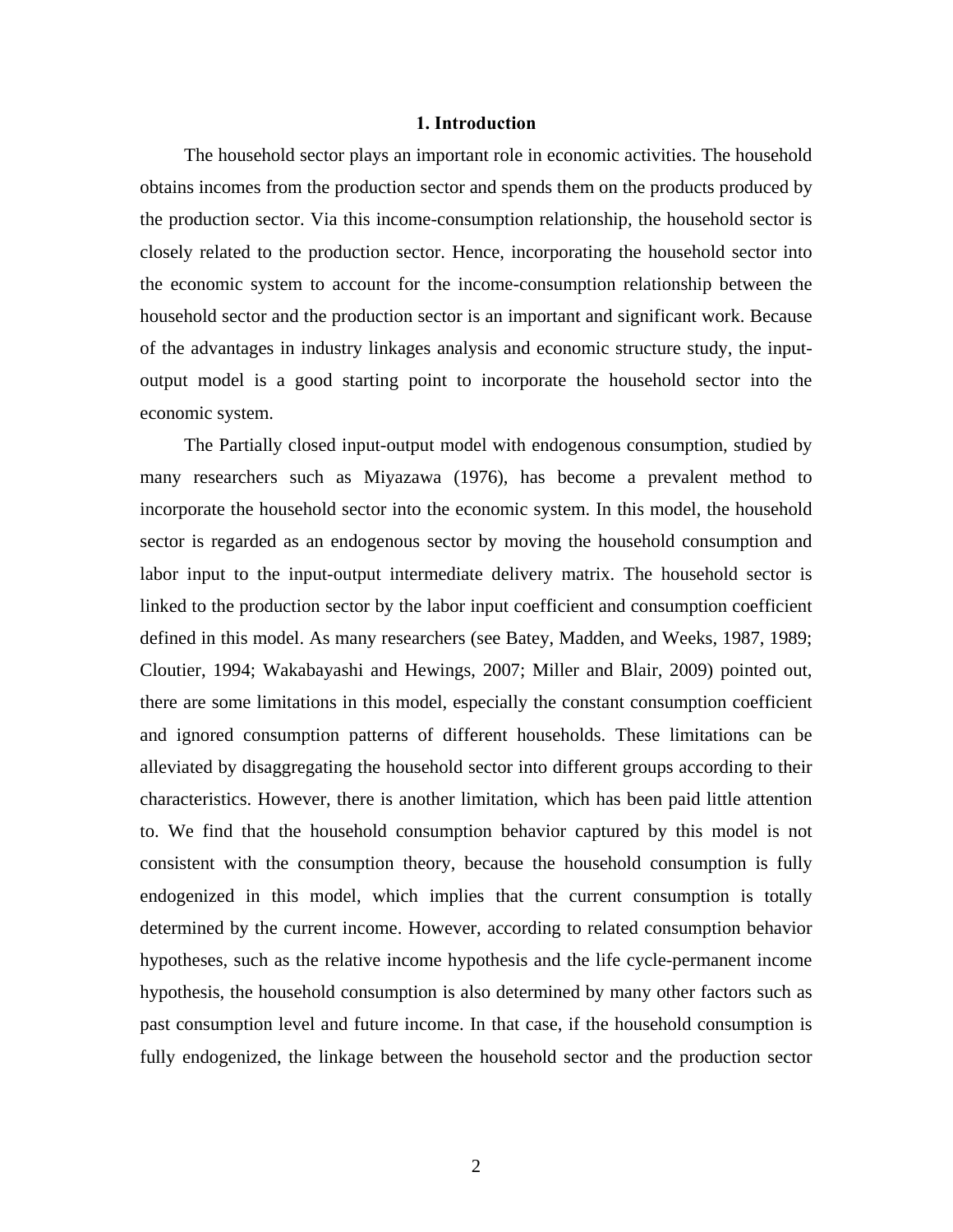# 1. Introduction

The household sector plays an important role in economic activities. The household obtains incomes from the production sector and spends them on the products produced by the production sector. Via this income-consumption relationship, the household sector is closely related to the production sector. Hence, incorporating the household sector into the economic system to account for the income-consumption relationship between the household sector and the production sector is an important and significant work. Because of the advantages in industry linkages analysis and economic structure study, the input-output model is a good starting point to incorporate the household sector into the economic system.

The Partially closed input-output model with endogenous consumption, studied by many researchers such as Miyazawa (1976), has become a prevalent method to incorporate the household sector into the economic system. In this model, the household sector is regarded as an endogenous sector by moving the household consumption and labor input to the input-output intermediate delivery matrix. The household sector is linked to the production sector by the labor input coefficient and consumption coefficient defined in this model. As many researchers (see Batey, Madden, and Weeks, 1987, 1989; Cloutier, 1994; Wakabayashi and Hewings, 2007; Miller and Blair, 2009) pointed out, there are some limitations in this model, especially the constant consumption coefficient and ignored consumption patterns of different households. These limitations can be alleviated by disaggregating the household sector into different groups according to their characteristics. However, there is another limitation, which has been paid little attention to. We find that the household consumption behavior captured by this model is not consistent with the consumption theory, because the household consumption is fully endogenized in this model, which implies that the current consumption is totally determined by the current income. However, according to related consumption behavior hypotheses, such as the relative income hypothesis and the life cycle-permanent income hypothesis, the household consumption is also determined by many other factors such as past consumption level and future income. In that case, if the household consumption is fully endogenized, the linkage between the household sector and the production sector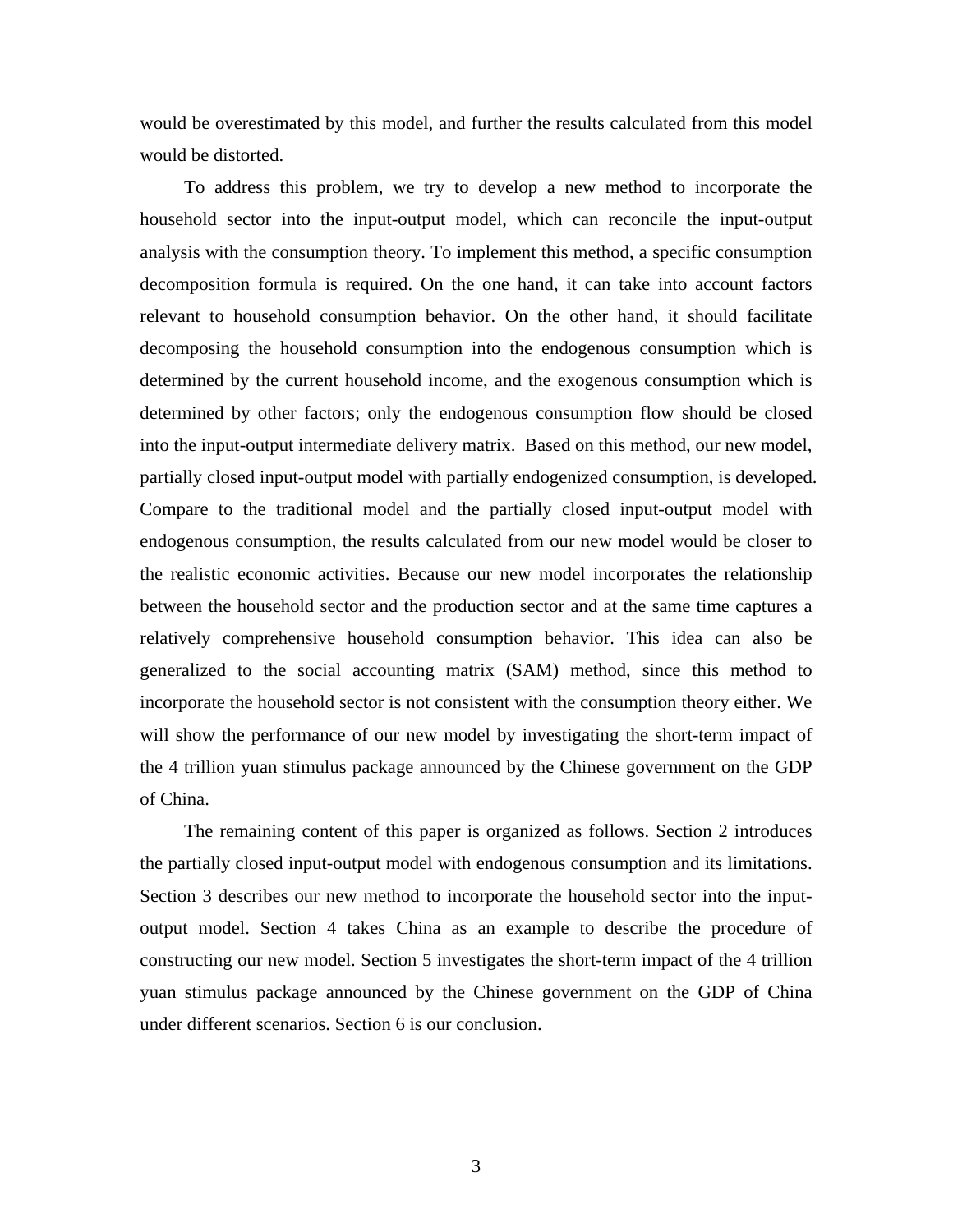would be overestimated by this model, and further the results calculated from this model would be distorted.

To address this problem, we try to develop a new method to incorporate the household sector into the input-output model, which can reconcile the input-output analysis with the consumption theory. To implement this method, a specific consumption decomposition formula is required. On the one hand, it can take into account factors relevant to household consumption behavior. On the other hand, it should facilitate decomposing the household consumption into the endogenous consumption which is determined by the current household income, and the exogenous consumption which is determined by other factors; only the endogenous consumption flow should be closed into the input-output intermediate delivery matrix. Based on this method, our new model, partially closed input-output model with partially endogenized consumption, is developed. Compare to the traditional model and the partially closed input-output model with endogenous consumption, the results calculated from our new model would be closer to the realistic economic activities. Because our new model incorporates the relationship between the household sector and the production sector and at the same time captures a relatively comprehensive household consumption behavior. This idea can also be generalized to the social accounting matrix (SAM) method, since this method to incorporate the household sector is not consistent with the consumption theory either. We will show the performance of our new model by investigating the short-term impact of the 4 trillion yuan stimulus package announced by the Chinese government on the GDP of China.

The remaining content of this paper is organized as follows. Section 2 introduces the partially closed input-output model with endogenous consumption and its limitations. Section 3 describes our new method to incorporate the household sector into the input-output model. Section 4 takes China as an example to describe the procedure of constructing our new model. Section 5 investigates the short-term impact of the 4 trillion yuan stimulus package announced by the Chinese government on the GDP of China under different scenarios. Section 6 is our conclusion.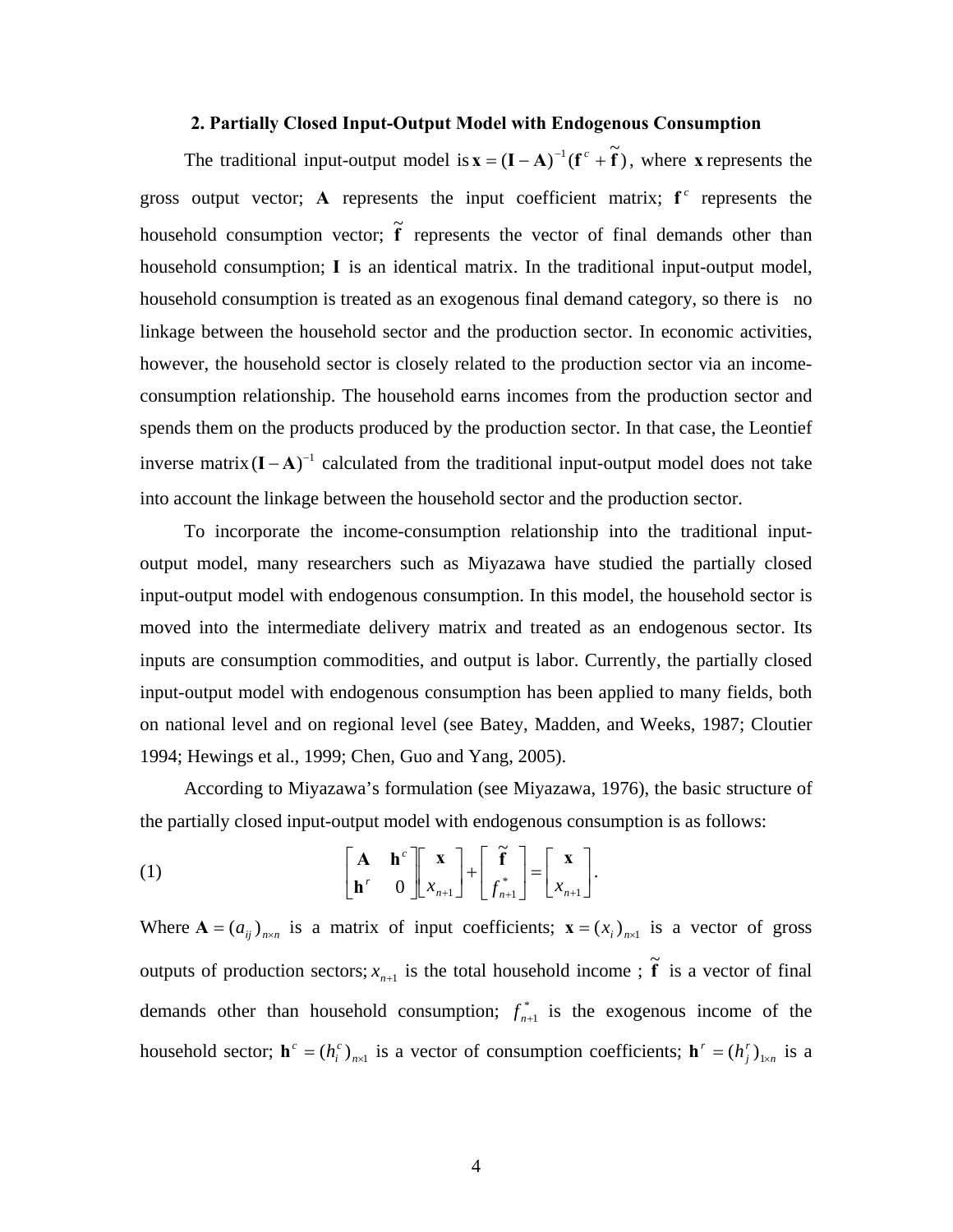## 2. Partially Closed Input-Output Model with Endogenous Consumption

The traditional input-output model is $\mathbf{x} = (\mathbf{I} - \mathbf{A})^{-1}(\mathbf{f}^c + \tilde{\mathbf{f}})$, where $\mathbf{x}$ represents the gross output vector; $\mathbf{A}$ represents the input coefficient matrix; $\mathbf{f}^c$ represents the household consumption vector; $\tilde{\mathbf{f}}$ represents the vector of final demands other than household consumption; $\mathbf{I}$ is an identical matrix. In the traditional input-output model, household consumption is treated as an exogenous final demand category, so there is no linkage between the household sector and the production sector. In economic activities, however, the household sector is closely related to the production sector via an income-consumption relationship. The household earns incomes from the production sector and spends them on the products produced by the production sector. In that case, the Leontief inverse matrix $(\mathbf{I} - \mathbf{A})^{-1}$ calculated from the traditional input-output model does not take into account the linkage between the household sector and the production sector.

To incorporate the income-consumption relationship into the traditional input-output model, many researchers such as Miyazawa have studied the partially closed input-output model with endogenous consumption. In this model, the household sector is moved into the intermediate delivery matrix and treated as an endogenous sector. Its inputs are consumption commodities, and output is labor. Currently, the partially closed input-output model with endogenous consumption has been applied to many fields, both on national level and on regional level (see Batey, Madden, and Weeks, 1987; Cloutier 1994; Hewings et al., 1999; Chen, Guo and Yang, 2005).

According to Miyazawa's formulation (see Miyazawa, 1976), the basic structure of the partially closed input-output model with endogenous consumption is as follows:

$$
(1) \qquad \begin{bmatrix} \mathbf{A} & \mathbf{h}^c \\ \mathbf{h}^r & 0 \end{bmatrix} \begin{bmatrix} \mathbf{x} \\ x_{n+1} \end{bmatrix} + \begin{bmatrix} \tilde{\mathbf{f}} \\ f_{n+1}^* \end{bmatrix} = \begin{bmatrix} \mathbf{x} \\ x_{n+1} \end{bmatrix}.
$$

Where $\mathbf{A} = (a_{ij})_{n \times n}$ is a matrix of input coefficients; $\mathbf{x} = (x_i)_{n \times 1}$ is a vector of gross outputs of production sectors; $x_{n+1}$ is the total household income ; $\tilde{\mathbf{f}}$ is a vector of final demands other than household consumption; $f_{n+1}^*$ is the exogenous income of the household sector; $\mathbf{h}^c = (h_i^c)_{n \times 1}$ is a vector of consumption coefficients; $\mathbf{h}^r = (h_j^r)_{1 \times n}$ is a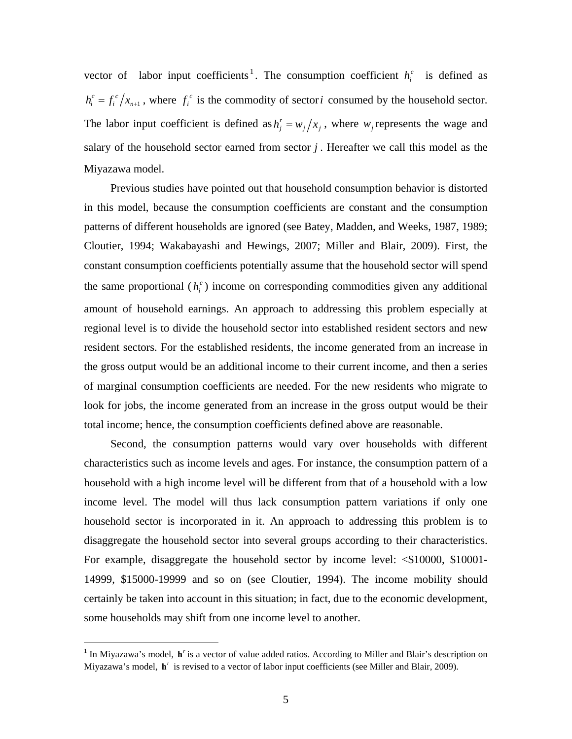vector of labor input coefficients[1]. The consumption coefficient $h_i^c$ is defined as $h_i^c = f_i^c / x_{n+1}$, where $f_i^c$ is the commodity of sector $i$ consumed by the household sector. The labor input coefficient is defined as $h_j^r = w_j / x_j$, where $w_j$ represents the wage and salary of the household sector earned from sector $j$. Hereafter we call this model as the Miyazawa model.

Previous studies have pointed out that household consumption behavior is distorted in this model, because the consumption coefficients are constant and the consumption patterns of different households are ignored (see Batey, Madden, and Weeks, 1987, 1989; Cloutier, 1994; Wakabayashi and Hewings, 2007; Miller and Blair, 2009). First, the constant consumption coefficients potentially assume that the household sector will spend the same proportional ($h_i^c$) income on corresponding commodities given any additional amount of household earnings. An approach to addressing this problem especially at regional level is to divide the household sector into established resident sectors and new resident sectors. For the established residents, the income generated from an increase in the gross output would be an additional income to their current income, and then a series of marginal consumption coefficients are needed. For the new residents who migrate to look for jobs, the income generated from an increase in the gross output would be their total income; hence, the consumption coefficients defined above are reasonable.

Second, the consumption patterns would vary over households with different characteristics such as income levels and ages. For instance, the consumption pattern of a household with a high income level will be different from that of a household with a low income level. The model will thus lack consumption pattern variations if only one household sector is incorporated in it. An approach to addressing this problem is to disaggregate the household sector into several groups according to their characteristics. For example, disaggregate the household sector by income level: <$10000, $10001-14999, $15000-19999 and so on (see Cloutier, 1994). The income mobility should certainly be taken into account in this situation; in fact, due to the economic development, some households may shift from one income level to another.

---

[1] In Miyazawa's model, $\mathbf{h}^r$ is a vector of value added ratios. According to Miller and Blair's description on Miyazawa's model, $\mathbf{h}^r$ is revised to a vector of labor input coefficients (see Miller and Blair, 2009).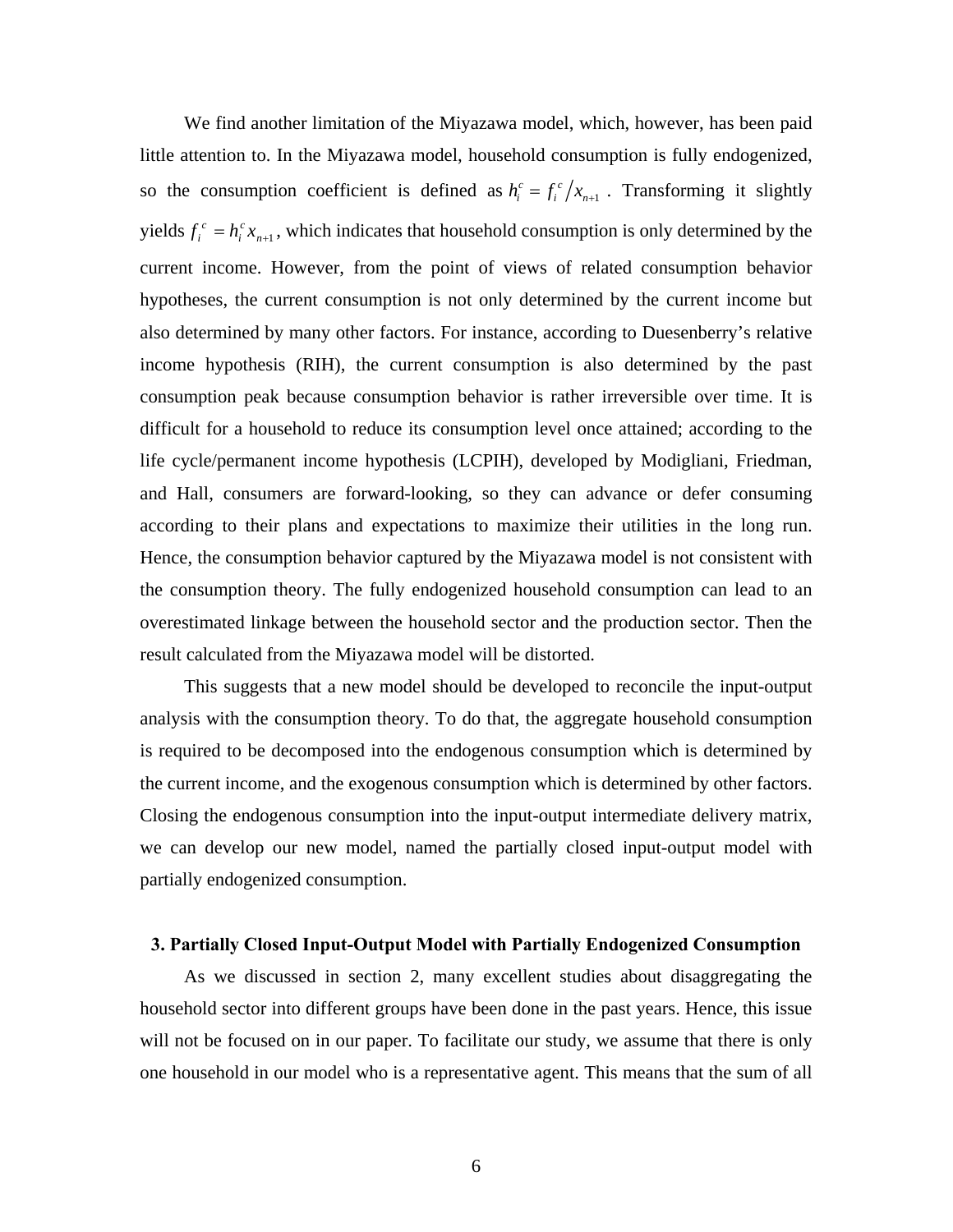We find another limitation of the Miyazawa model, which, however, has been paid little attention to. In the Miyazawa model, household consumption is fully endogenized, so the consumption coefficient is defined as $h_i^c = f_i^c / x_{n+1}$. Transforming it slightly yields $f_i^c = h_i^c x_{n+1}$, which indicates that household consumption is only determined by the current income. However, from the point of views of related consumption behavior hypotheses, the current consumption is not only determined by the current income but also determined by many other factors. For instance, according to Duesenberry's relative income hypothesis (RIH), the current consumption is also determined by the past consumption peak because consumption behavior is rather irreversible over time. It is difficult for a household to reduce its consumption level once attained; according to the life cycle/permanent income hypothesis (LCPIH), developed by Modigliani, Friedman, and Hall, consumers are forward-looking, so they can advance or defer consuming according to their plans and expectations to maximize their utilities in the long run. Hence, the consumption behavior captured by the Miyazawa model is not consistent with the consumption theory. The fully endogenized household consumption can lead to an overestimated linkage between the household sector and the production sector. Then the result calculated from the Miyazawa model will be distorted.

This suggests that a new model should be developed to reconcile the input-output analysis with the consumption theory. To do that, the aggregate household consumption is required to be decomposed into the endogenous consumption which is determined by the current income, and the exogenous consumption which is determined by other factors. Closing the endogenous consumption into the input-output intermediate delivery matrix, we can develop our new model, named the partially closed input-output model with partially endogenized consumption.

## 3. Partially Closed Input-Output Model with Partially Endogenized Consumption

As we discussed in section 2, many excellent studies about disaggregating the household sector into different groups have been done in the past years. Hence, this issue will not be focused on in our paper. To facilitate our study, we assume that there is only one household in our model who is a representative agent. This means that the sum of all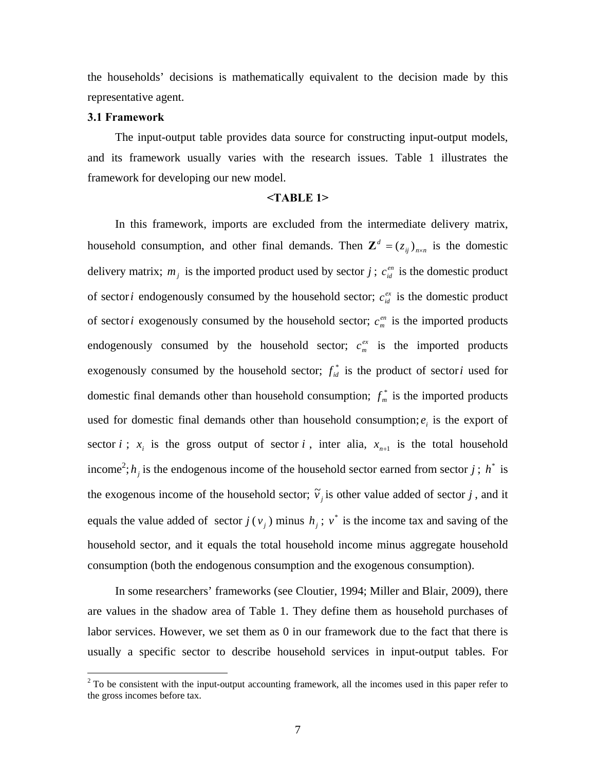the households' decisions is mathematically equivalent to the decision made by this representative agent.

**3.1 Framework**

The input-output table provides data source for constructing input-output models, and its framework usually varies with the research issues. Table 1 illustrates the framework for developing our new model.

**<TABLE 1>**

In this framework, imports are excluded from the intermediate delivery matrix, household consumption, and other final demands. Then $\mathbf{Z}^d = (z_{ij})_{n \times n}$ is the domestic delivery matrix; $m_j$ is the imported product used by sector $j$; $c_{id}^{en}$ is the domestic product of sector $i$ endogenously consumed by the household sector; $c_{id}^{ex}$ is the domestic product of sector $i$ exogenously consumed by the household sector; $c_m^{en}$ is the imported products endogenously consumed by the household sector; $c_m^{ex}$ is the imported products exogenously consumed by the household sector; $f_{id}^*$ is the product of sector $i$ used for domestic final demands other than household consumption; $f_m^*$ is the imported products used for domestic final demands other than household consumption; $e_i$ is the export of sector $i$; $x_i$ is the gross output of sector $i$, inter alia, $x_{n+1}$ is the total household income[2]; $h_j$ is the endogenous income of the household sector earned from sector $j$; $h^*$ is the exogenous income of the household sector; $\tilde{v}_j$ is other value added of sector $j$, and it equals the value added of sector $j$ ($v_j$) minus $h_j$; $v^*$ is the income tax and saving of the household sector, and it equals the total household income minus aggregate household consumption (both the endogenous consumption and the exogenous consumption).

In some researchers' frameworks (see Cloutier, 1994; Miller and Blair, 2009), there are values in the shadow area of Table 1. They define them as household purchases of labor services. However, we set them as 0 in our framework due to the fact that there is usually a specific sector to describe household services in input-output tables. For

---

[2] To be consistent with the input-output accounting framework, all the incomes used in this paper refer to the gross incomes before tax.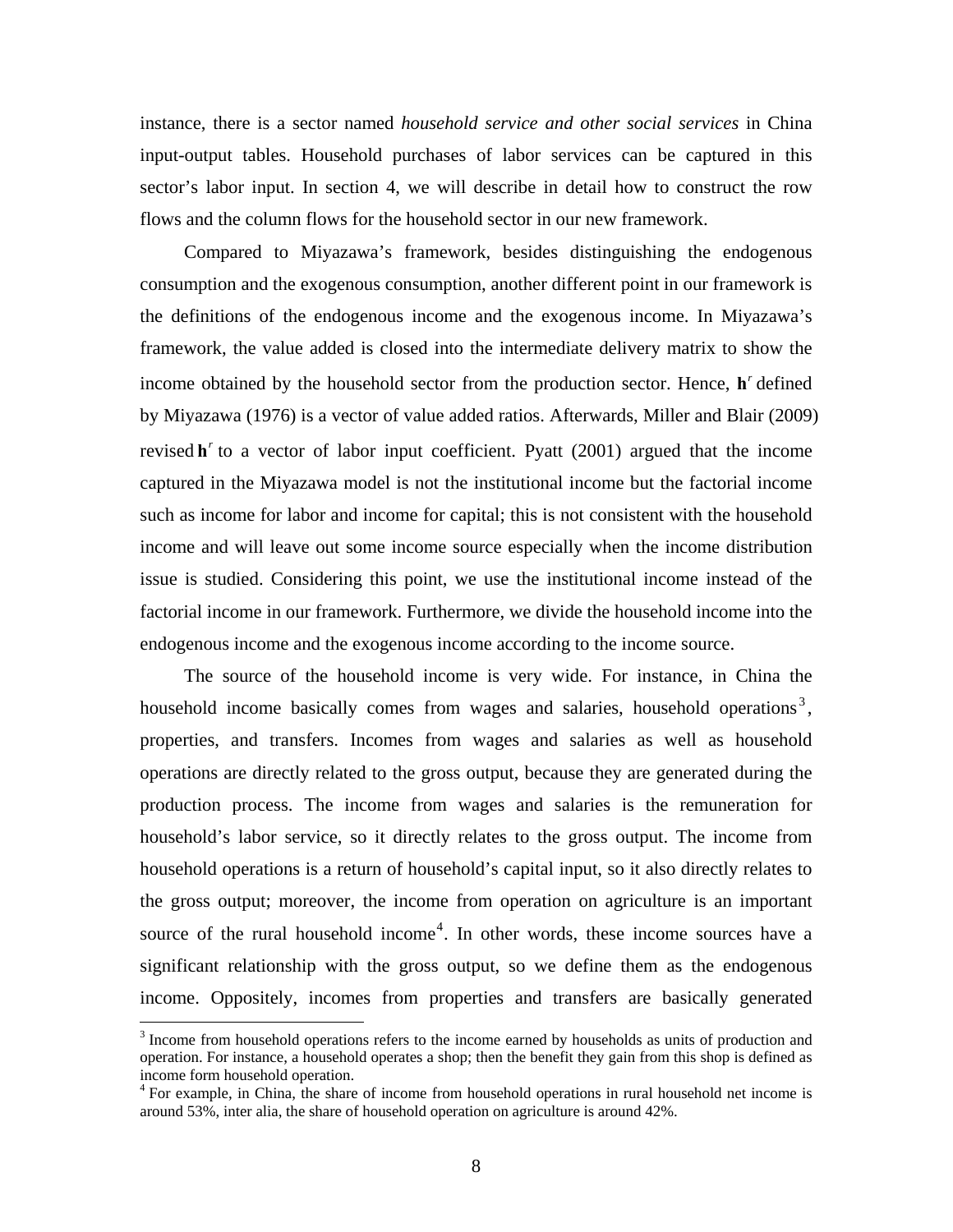instance, there is a sector named *household service and other social services* in China input-output tables. Household purchases of labor services can be captured in this sector's labor input. In section 4, we will describe in detail how to construct the row flows and the column flows for the household sector in our new framework.

Compared to Miyazawa's framework, besides distinguishing the endogenous consumption and the exogenous consumption, another different point in our framework is the definitions of the endogenous income and the exogenous income. In Miyazawa's framework, the value added is closed into the intermediate delivery matrix to show the income obtained by the household sector from the production sector. Hence, $\mathbf{h}^r$ defined by Miyazawa (1976) is a vector of value added ratios. Afterwards, Miller and Blair (2009) revised $\mathbf{h}^r$ to a vector of labor input coefficient. Pyatt (2001) argued that the income captured in the Miyazawa model is not the institutional income but the factorial income such as income for labor and income for capital; this is not consistent with the household income and will leave out some income source especially when the income distribution issue is studied. Considering this point, we use the institutional income instead of the factorial income in our framework. Furthermore, we divide the household income into the endogenous income and the exogenous income according to the income source.

The source of the household income is very wide. For instance, in China the household income basically comes from wages and salaries, household operations[3], properties, and transfers. Incomes from wages and salaries as well as household operations are directly related to the gross output, because they are generated during the production process. The income from wages and salaries is the remuneration for household's labor service, so it directly relates to the gross output. The income from household operations is a return of household's capital input, so it also directly relates to the gross output; moreover, the income from operation on agriculture is an important source of the rural household income[4]. In other words, these income sources have a significant relationship with the gross output, so we define them as the endogenous income. Oppositely, incomes from properties and transfers are basically generated

[3] Income from household operations refers to the income earned by households as units of production and operation. For instance, a household operates a shop; then the benefit they gain from this shop is defined as income form household operation.

[4] For example, in China, the share of income from household operations in rural household net income is around 53%, inter alia, the share of household operation on agriculture is around 42%.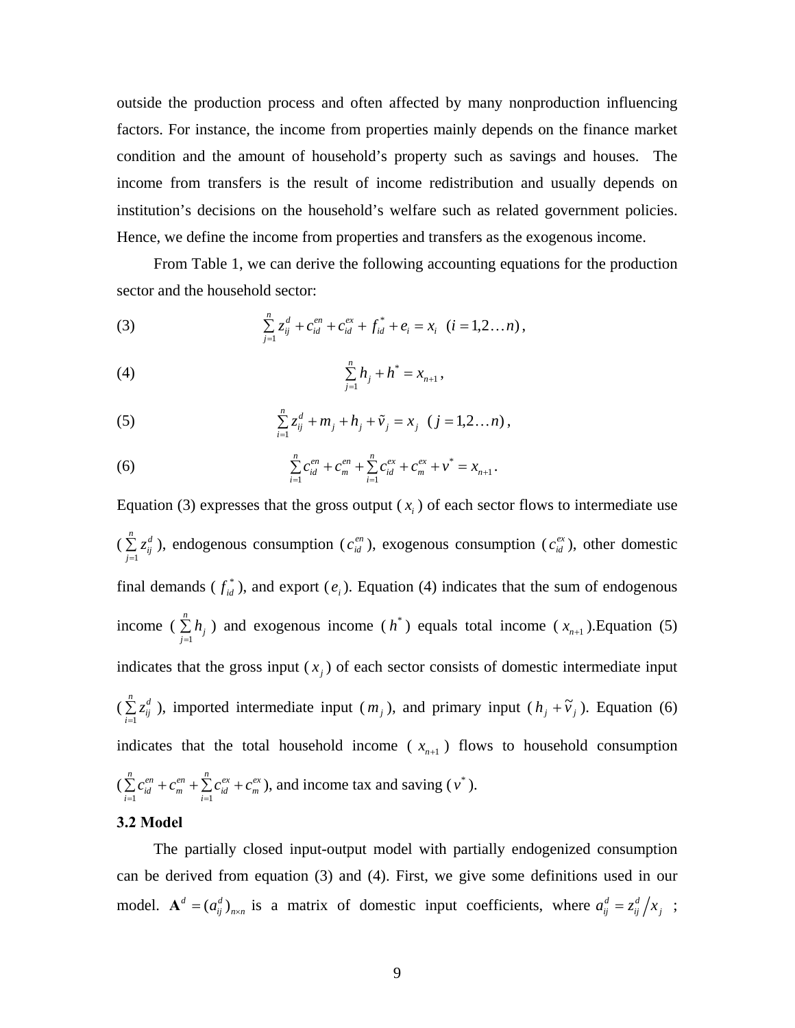outside the production process and often affected by many nonproduction influencing factors. For instance, the income from properties mainly depends on the finance market condition and the amount of household's property such as savings and houses. The income from transfers is the result of income redistribution and usually depends on institution's decisions on the household's welfare such as related government policies. Hence, we define the income from properties and transfers as the exogenous income.

From Table 1, we can derive the following accounting equations for the production sector and the household sector:

$$\sum_{j=1}^{n} z_{ij}^{d} + c_{id}^{en} + c_{id}^{ex} + f_{id}^{*} + e_i = x_i \quad (i = 1,2\ldots n), \tag{3}$$

$$\sum_{j=1}^{n} h_j + h^{*} = x_{n+1}, \tag{4}$$

$$\sum_{i=1}^{n} z_{ij}^{d} + m_j + h_j + \tilde{v}_j = x_j \quad (j = 1,2\ldots n), \tag{5}$$

$$\sum_{i=1}^{n} c_{id}^{en} + c_{m}^{en} + \sum_{i=1}^{n} c_{id}^{ex} + c_{m}^{ex} + v^{*} = x_{n+1}. \tag{6}$$

Equation (3) expresses that the gross output ($x_i$) of each sector flows to intermediate use ($\sum_{j=1}^{n} z_{ij}^{d}$), endogenous consumption ($c_{id}^{en}$), exogenous consumption ($c_{id}^{ex}$), other domestic final demands ($f_{id}^{*}$), and export ($e_i$). Equation (4) indicates that the sum of endogenous income ($\sum_{j=1}^{n} h_j$) and exogenous income ($h^{*}$) equals total income ($x_{n+1}$).Equation (5) indicates that the gross input ($x_j$) of each sector consists of domestic intermediate input ($\sum_{i=1}^{n} z_{ij}^{d}$), imported intermediate input ($m_j$), and primary input ($h_j + \tilde{v}_j$). Equation (6) indicates that the total household income ($x_{n+1}$) flows to household consumption ($\sum_{i=1}^{n} c_{id}^{en} + c_{m}^{en} + \sum_{i=1}^{n} c_{id}^{ex} + c_{m}^{ex}$), and income tax and saving ($v^{*}$).

**3.2 Model**

The partially closed input-output model with partially endogenized consumption can be derived from equation (3) and (4). First, we give some definitions used in our model. $\mathbf{A}^{d} = (a_{ij}^{d})_{n \times n}$ is a matrix of domestic input coefficients, where $a_{ij}^{d} = z_{ij}^{d} / x_j$ ;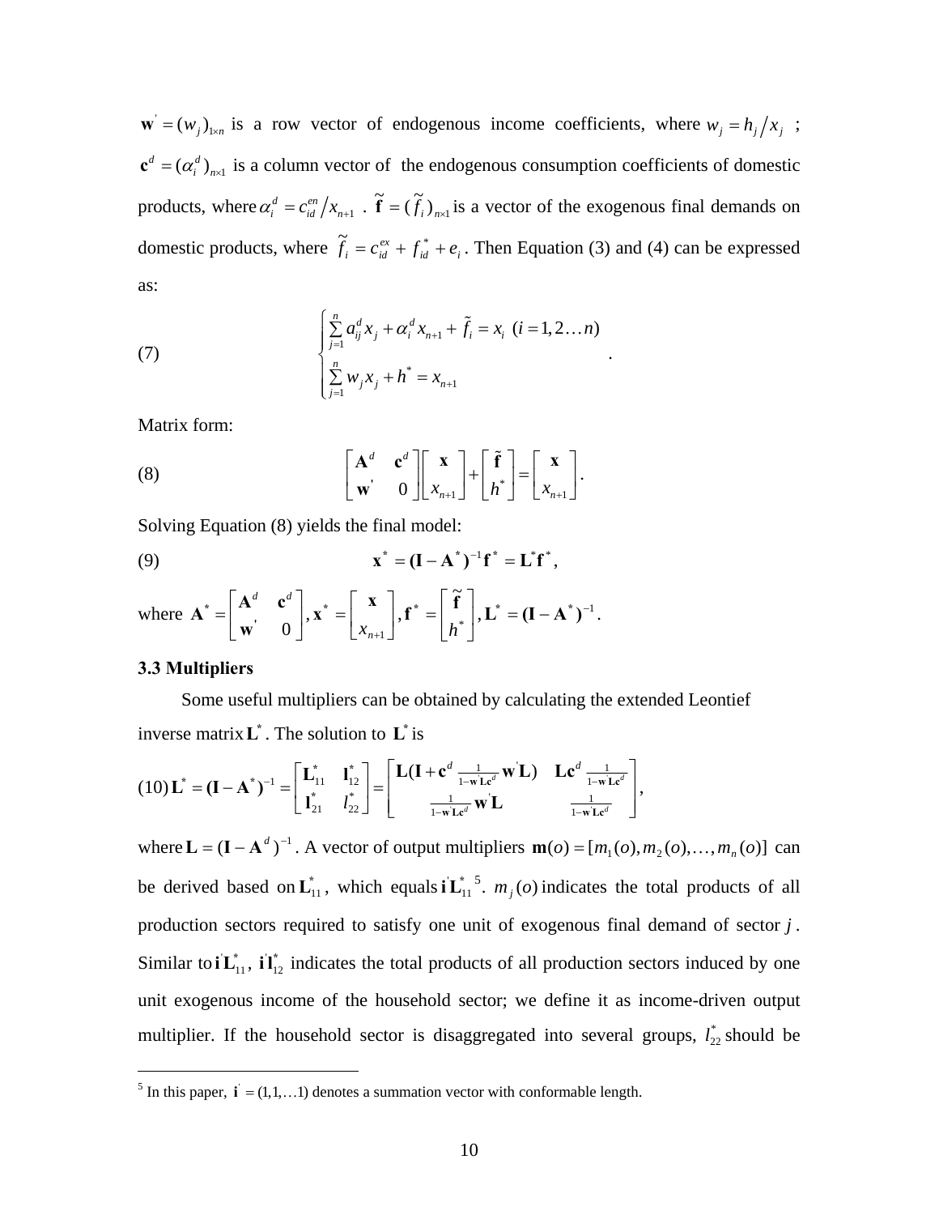$\mathbf{w}' = (w_j)_{1\times n}$ is a row vector of endogenous income coefficients, where $w_j = h_j / x_j$ ; $\mathbf{c}^d = (\alpha_i^d)_{n\times 1}$ is a column vector of the endogenous consumption coefficients of domestic products, where $\alpha_i^d = c_{id}^{en} / x_{n+1}$ . $\tilde{\mathbf{f}} = (\tilde{f}_i)_{n\times 1}$ is a vector of the exogenous final demands on domestic products, where $\tilde{f}_i = c_{id}^{ex} + f_{id}^* + e_i$ . Then Equation (3) and (4) can be expressed as:

$$
\text{(7)} \qquad \begin{cases} \sum_{j=1}^{n} a_{ij}^d x_j + \alpha_i^d x_{n+1} + \tilde{f}_i = x_i \ (i = 1, 2 \ldots n) \\ \sum_{j=1}^{n} w_j x_j + h^* = x_{n+1} \end{cases} .
$$

Matrix form:

$$
\text{(8)} \qquad \begin{bmatrix} \mathbf{A}^d & \mathbf{c}^d \\ \mathbf{w}' & 0 \end{bmatrix} \begin{bmatrix} \mathbf{x} \\ x_{n+1} \end{bmatrix} + \begin{bmatrix} \tilde{\mathbf{f}} \\ h^* \end{bmatrix} = \begin{bmatrix} \mathbf{x} \\ x_{n+1} \end{bmatrix} .
$$

Solving Equation (8) yields the final model:

$$
\text{(9)} \qquad \mathbf{x}^* = (\mathbf{I} - \mathbf{A}^*)^{-1} \mathbf{f}^* = \mathbf{L}^* \mathbf{f}^* ,
$$

where $\mathbf{A}^* = \begin{bmatrix} \mathbf{A}^d & \mathbf{c}^d \\ \mathbf{w}' & 0 \end{bmatrix}, \mathbf{x}^* = \begin{bmatrix} \mathbf{x} \\ x_{n+1} \end{bmatrix}, \mathbf{f}^* = \begin{bmatrix} \tilde{\mathbf{f}} \\ h^* \end{bmatrix}, \mathbf{L}^* = (\mathbf{I} - \mathbf{A}^*)^{-1}$.

### 3.3 Multipliers

Some useful multipliers can be obtained by calculating the extended Leontief inverse matrix $\mathbf{L}^*$. The solution to $\mathbf{L}^*$ is

$$
\text{(10)} \ \mathbf{L}^* = (\mathbf{I} - \mathbf{A}^*)^{-1} = \begin{bmatrix} \mathbf{L}_{11}^* & \mathbf{l}_{12}^* \\ \mathbf{l}_{21}^* & l_{22}^* \end{bmatrix} = \begin{bmatrix} \mathbf{L}(\mathbf{I} + \mathbf{c}^d \frac{1}{1-\mathbf{w}'\mathbf{L}\mathbf{c}^d} \mathbf{w}'\mathbf{L}) & \mathbf{L}\mathbf{c}^d \frac{1}{1-\mathbf{w}'\mathbf{L}\mathbf{c}^d} \\ \frac{1}{1-\mathbf{w}'\mathbf{L}\mathbf{c}^d} \mathbf{w}'\mathbf{L} & \frac{1}{1-\mathbf{w}'\mathbf{L}\mathbf{c}^d} \end{bmatrix},
$$

where $\mathbf{L} = (\mathbf{I} - \mathbf{A}^d)^{-1}$. A vector of output multipliers $\mathbf{m}(o) = [m_1(o), m_2(o), \ldots, m_n(o)]$ can be derived based on $\mathbf{L}_{11}^*$, which equals $\mathbf{i}'\mathbf{L}_{11}^*$ [5]. $m_j(o)$ indicates the total products of all production sectors required to satisfy one unit of exogenous final demand of sector $j$. Similar to $\mathbf{i}'\mathbf{L}_{11}^*$, $\mathbf{i}'\mathbf{l}_{12}^*$ indicates the total products of all production sectors induced by one unit exogenous income of the household sector; we define it as income-driven output multiplier. If the household sector is disaggregated into several groups, $l_{22}^*$ should be

---

[5] In this paper, $\mathbf{i}' = (1, 1, \ldots 1)$ denotes a summation vector with conformable length.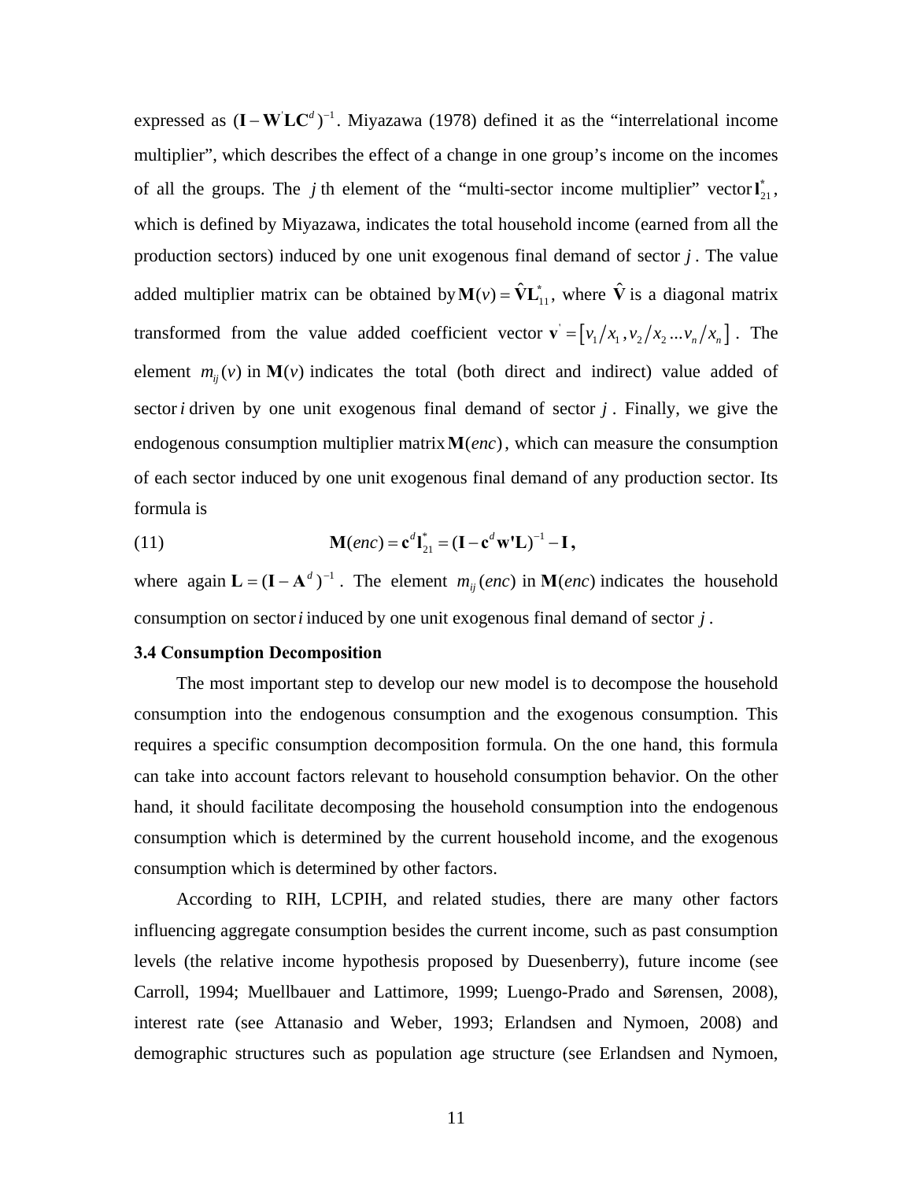expressed as $(\mathbf{I}-\mathbf{W}^{'}\mathbf{L}\mathbf{C}^{d})^{-1}$. Miyazawa (1978) defined it as the "interrelational income multiplier", which describes the effect of a change in one group's income on the incomes of all the groups. The $j$ th element of the "multi-sector income multiplier" vector $\mathbf{l}_{21}^{*}$, which is defined by Miyazawa, indicates the total household income (earned from all the production sectors) induced by one unit exogenous final demand of sector $j$. The value added multiplier matrix can be obtained by $\mathbf{M}(v)=\hat{\mathbf{V}}\mathbf{L}_{11}^{*}$, where $\hat{\mathbf{V}}$ is a diagonal matrix transformed from the value added coefficient vector $\mathbf{v}^{'}=\left[v_1/x_1, v_2/x_2 ... v_n/x_n\right]$. The element $m_{ij}(v)$ in $\mathbf{M}(v)$ indicates the total (both direct and indirect) value added of sector $i$ driven by one unit exogenous final demand of sector $j$. Finally, we give the endogenous consumption multiplier matrix $\mathbf{M}(enc)$, which can measure the consumption of each sector induced by one unit exogenous final demand of any production sector. Its formula is

$$\text{(11)} \qquad \mathbf{M}(enc)=\mathbf{c}^{d}\mathbf{l}_{21}^{*}=(\mathbf{I}-\mathbf{c}^{d}\mathbf{w}'\mathbf{L})^{-1}-\mathbf{I}\,,$$

where again $\mathbf{L}=(\mathbf{I}-\mathbf{A}^{d})^{-1}$. The element $m_{ij}(enc)$ in $\mathbf{M}(enc)$ indicates the household consumption on sector $i$ induced by one unit exogenous final demand of sector $j$.

### 3.4 Consumption Decomposition

The most important step to develop our new model is to decompose the household consumption into the endogenous consumption and the exogenous consumption. This requires a specific consumption decomposition formula. On the one hand, this formula can take into account factors relevant to household consumption behavior. On the other hand, it should facilitate decomposing the household consumption into the endogenous consumption which is determined by the current household income, and the exogenous consumption which is determined by other factors.

According to RIH, LCPIH, and related studies, there are many other factors influencing aggregate consumption besides the current income, such as past consumption levels (the relative income hypothesis proposed by Duesenberry), future income (see Carroll, 1994; Muellbauer and Lattimore, 1999; Luengo-Prado and Sørensen, 2008), interest rate (see Attanasio and Weber, 1993; Erlandsen and Nymoen, 2008) and demographic structures such as population age structure (see Erlandsen and Nymoen,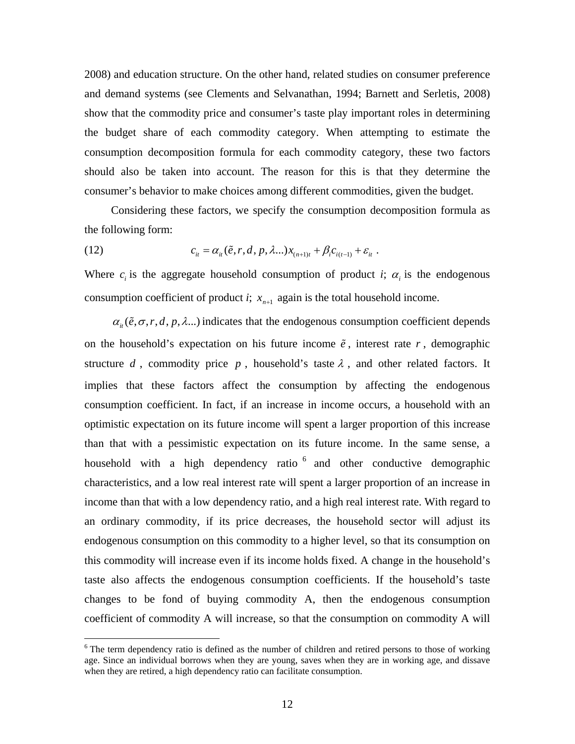2008) and education structure. On the other hand, related studies on consumer preference and demand systems (see Clements and Selvanathan, 1994; Barnett and Serletis, 2008) show that the commodity price and consumer's taste play important roles in determining the budget share of each commodity category. When attempting to estimate the consumption decomposition formula for each commodity category, these two factors should also be taken into account. The reason for this is that they determine the consumer's behavior to make choices among different commodities, given the budget.

Considering these factors, we specify the consumption decomposition formula as the following form:

$$c_{it} = \alpha_{it}(\tilde{e}, r, d, p, \lambda ...)x_{(n+1)t} + \beta_i c_{i(t-1)} + \varepsilon_{it} \ . \tag{12}$$

Where $c_i$ is the aggregate household consumption of product *i*; $\alpha_i$ is the endogenous consumption coefficient of product *i*; $x_{n+1}$ again is the total household income.

$\alpha_{it}(\tilde{e}, \sigma, r, d, p, \lambda ...)$ indicates that the endogenous consumption coefficient depends on the household's expectation on his future income $\tilde{e}$, interest rate $r$, demographic structure $d$, commodity price $p$, household's taste $\lambda$, and other related factors. It implies that these factors affect the consumption by affecting the endogenous consumption coefficient. In fact, if an increase in income occurs, a household with an optimistic expectation on its future income will spent a larger proportion of this increase than that with a pessimistic expectation on its future income. In the same sense, a household with a high dependency ratio [6] and other conductive demographic characteristics, and a low real interest rate will spent a larger proportion of an increase in income than that with a low dependency ratio, and a high real interest rate. With regard to an ordinary commodity, if its price decreases, the household sector will adjust its endogenous consumption on this commodity to a higher level, so that its consumption on this commodity will increase even if its income holds fixed. A change in the household's taste also affects the endogenous consumption coefficients. If the household's taste changes to be fond of buying commodity A, then the endogenous consumption coefficient of commodity A will increase, so that the consumption on commodity A will

[6] The term dependency ratio is defined as the number of children and retired persons to those of working age. Since an individual borrows when they are young, saves when they are in working age, and dissave when they are retired, a high dependency ratio can facilitate consumption.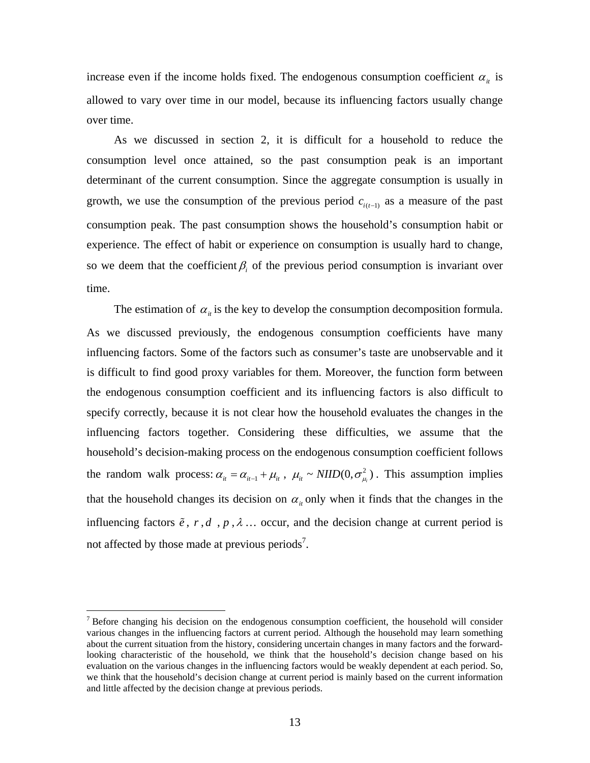increase even if the income holds fixed. The endogenous consumption coefficient $\alpha_{it}$ is allowed to vary over time in our model, because its influencing factors usually change over time.

As we discussed in section 2, it is difficult for a household to reduce the consumption level once attained, so the past consumption peak is an important determinant of the current consumption. Since the aggregate consumption is usually in growth, we use the consumption of the previous period $c_{i(t-1)}$ as a measure of the past consumption peak. The past consumption shows the household's consumption habit or experience. The effect of habit or experience on consumption is usually hard to change, so we deem that the coefficient $\beta_i$ of the previous period consumption is invariant over time.

The estimation of $\alpha_{it}$ is the key to develop the consumption decomposition formula. As we discussed previously, the endogenous consumption coefficients have many influencing factors. Some of the factors such as consumer's taste are unobservable and it is difficult to find good proxy variables for them. Moreover, the function form between the endogenous consumption coefficient and its influencing factors is also difficult to specify correctly, because it is not clear how the household evaluates the changes in the influencing factors together. Considering these difficulties, we assume that the household's decision-making process on the endogenous consumption coefficient follows the random walk process: $\alpha_{it} = \alpha_{it-1} + \mu_{it}$, $\mu_{it} \sim NIID(0, \sigma^2_{\mu_i})$. This assumption implies that the household changes its decision on $\alpha_{it}$ only when it finds that the changes in the influencing factors $\tilde{e}$, $r$, $d$ , $p$, $\lambda$ … occur, and the decision change at current period is not affected by those made at previous periods[7].

---

[7] Before changing his decision on the endogenous consumption coefficient, the household will consider various changes in the influencing factors at current period. Although the household may learn something about the current situation from the history, considering uncertain changes in many factors and the forward-looking characteristic of the household, we think that the household's decision change based on his evaluation on the various changes in the influencing factors would be weakly dependent at each period. So, we think that the household's decision change at current period is mainly based on the current information and little affected by the decision change at previous periods.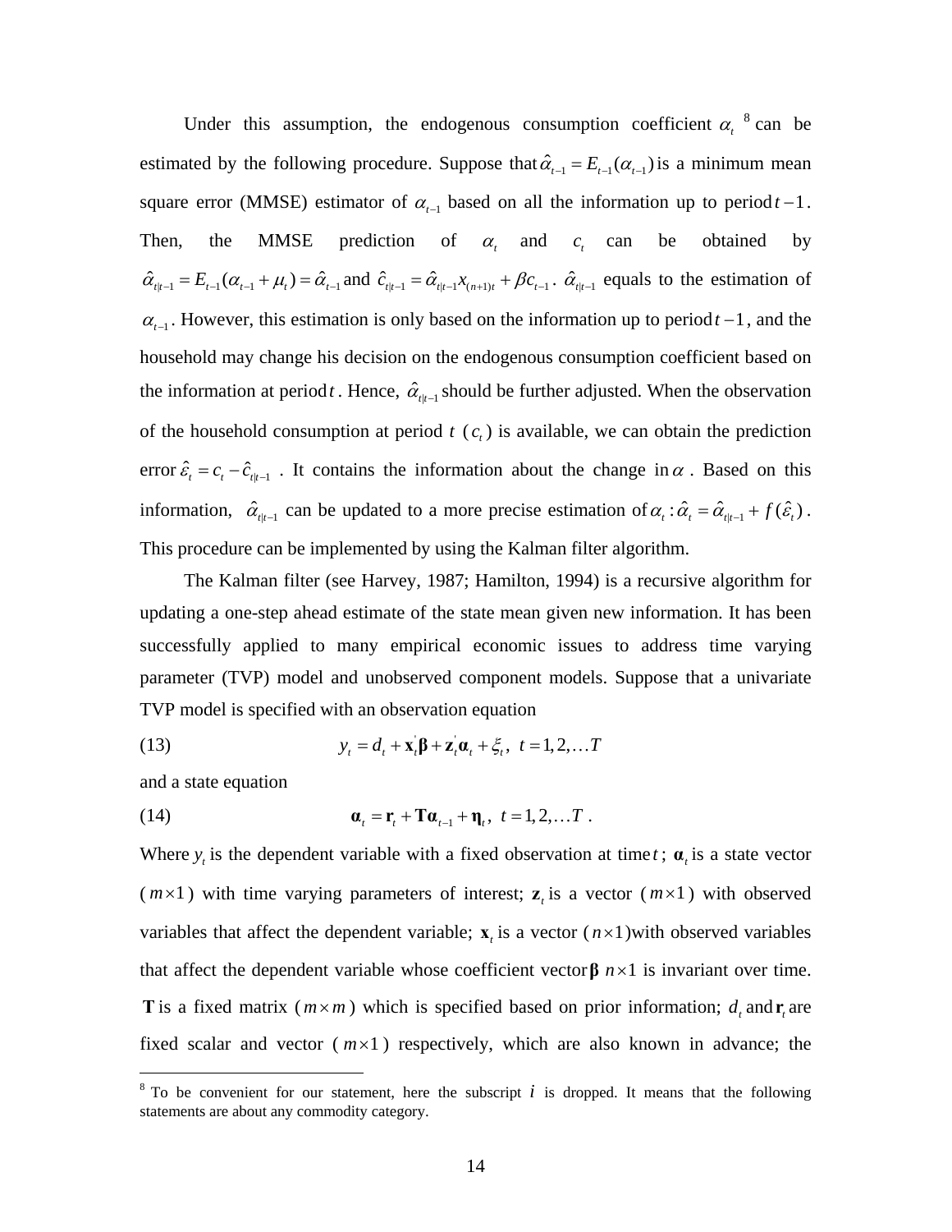Under this assumption, the endogenous consumption coefficient $\alpha_t$ [8] can be estimated by the following procedure. Suppose that $\hat{\alpha}_{t-1} = E_{t-1}(\alpha_{t-1})$ is a minimum mean square error (MMSE) estimator of $\alpha_{t-1}$ based on all the information up to period $t-1$. Then, the MMSE prediction of $\alpha_t$ and $c_t$ can be obtained by $\hat{\alpha}_{t|t-1} = E_{t-1}(\alpha_{t-1} + \mu_t) = \hat{\alpha}_{t-1}$ and $\hat{c}_{t|t-1} = \hat{\alpha}_{t|t-1} x_{(n+1)t} + \beta c_{t-1}$. $\hat{\alpha}_{t|t-1}$ equals to the estimation of $\alpha_{t-1}$. However, this estimation is only based on the information up to period $t-1$, and the household may change his decision on the endogenous consumption coefficient based on the information at period $t$. Hence, $\hat{\alpha}_{t|t-1}$ should be further adjusted. When the observation of the household consumption at period $t$ ($c_t$) is available, we can obtain the prediction error $\hat{\varepsilon}_t = c_t - \hat{c}_{t|t-1}$. It contains the information about the change in $\alpha$. Based on this information, $\hat{\alpha}_{t|t-1}$ can be updated to a more precise estimation of $\alpha_t : \hat{\alpha}_t = \hat{\alpha}_{t|t-1} + f(\hat{\varepsilon}_t)$. This procedure can be implemented by using the Kalman filter algorithm.

The Kalman filter (see Harvey, 1987; Hamilton, 1994) is a recursive algorithm for updating a one-step ahead estimate of the state mean given new information. It has been successfully applied to many empirical economic issues to address time varying parameter (TVP) model and unobserved component models. Suppose that a univariate TVP model is specified with an observation equation

(13) $$y_t = d_t + \mathbf{x}_t^{'}\boldsymbol{\beta} + \mathbf{z}_t^{'}\boldsymbol{\alpha}_t + \xi_t, \ \ t = 1, 2, \ldots T$$

and a state equation

(14) $$\boldsymbol{\alpha}_t = \mathbf{r}_t + \mathbf{T}\boldsymbol{\alpha}_{t-1} + \boldsymbol{\eta}_t, \ \ t = 1, 2, \ldots T \ .$$

Where $y_t$ is the dependent variable with a fixed observation at time $t$; $\boldsymbol{\alpha}_t$ is a state vector ($m \times 1$) with time varying parameters of interest; $\mathbf{z}_t$ is a vector ($m \times 1$) with observed variables that affect the dependent variable; $\mathbf{x}_t$ is a vector ($n \times 1$) with observed variables that affect the dependent variable whose coefficient vector $\boldsymbol{\beta}$ $n \times 1$ is invariant over time. $\mathbf{T}$ is a fixed matrix ($m \times m$) which is specified based on prior information; $d_t$ and $\mathbf{r}_t$ are fixed scalar and vector ($m \times 1$) respectively, which are also known in advance; the

---

[8] To be convenient for our statement, here the subscript $i$ is dropped. It means that the following statements are about any commodity category.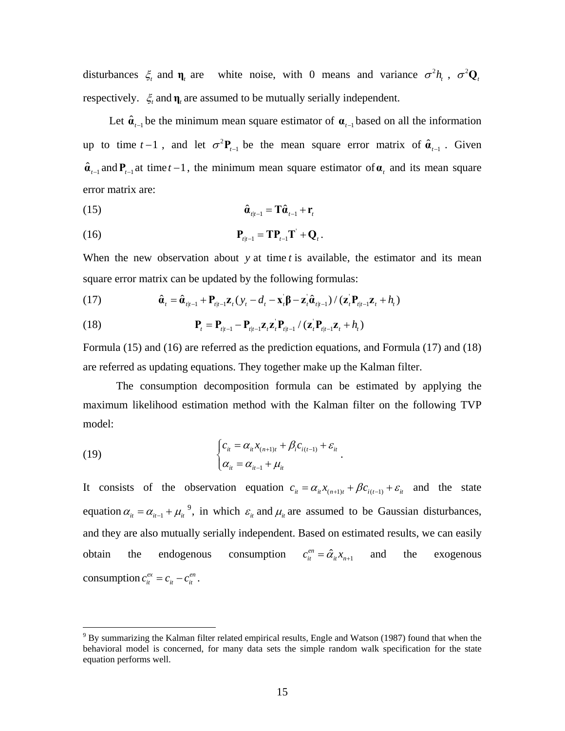disturbances $\xi_t$ and $\boldsymbol{\eta}_t$ are white noise, with 0 means and variance $\sigma^2 h_t$, $\sigma^2 \mathbf{Q}_t$ respectively. $\xi_t$ and $\boldsymbol{\eta}_t$ are assumed to be mutually serially independent.

Let $\hat{\boldsymbol{\alpha}}_{t-1}$ be the minimum mean square estimator of $\boldsymbol{\alpha}_{t-1}$ based on all the information up to time $t-1$, and let $\sigma^2 \mathbf{P}_{t-1}$ be the mean square error matrix of $\hat{\boldsymbol{\alpha}}_{t-1}$. Given $\hat{\boldsymbol{\alpha}}_{t-1}$ and $\mathbf{P}_{t-1}$ at time $t-1$, the minimum mean square estimator of $\boldsymbol{\alpha}_t$ and its mean square error matrix are:

$$\hat{\boldsymbol{\alpha}}_{t|t-1} = \mathbf{T}\hat{\boldsymbol{\alpha}}_{t-1} + \mathbf{r}_t \tag{15}$$

$$\mathbf{P}_{t|t-1} = \mathbf{T}\mathbf{P}_{t-1}\mathbf{T}' + \mathbf{Q}_t . \tag{16}$$

When the new observation about $y$ at time $t$ is available, the estimator and its mean square error matrix can be updated by the following formulas:

$$\hat{\boldsymbol{\alpha}}_t = \hat{\boldsymbol{\alpha}}_{t|t-1} + \mathbf{P}_{t|t-1}\mathbf{z}_t (y_t - d_t - \mathbf{x}_t'\boldsymbol{\beta} - \mathbf{z}_t'\hat{\boldsymbol{\alpha}}_{t|t-1}) / (\mathbf{z}_t'\mathbf{P}_{t|t-1}\mathbf{z}_t + h_t) \tag{17}$$

$$\mathbf{P}_t = \mathbf{P}_{t|t-1} - \mathbf{P}_{t|t-1}\mathbf{z}_t\mathbf{z}_t'\mathbf{P}_{t|t-1} / (\mathbf{z}_t'\mathbf{P}_{t|t-1}\mathbf{z}_t + h_t) \tag{18}$$

Formula (15) and (16) are referred as the prediction equations, and Formula (17) and (18) are referred as updating equations. They together make up the Kalman filter.

The consumption decomposition formula can be estimated by applying the maximum likelihood estimation method with the Kalman filter on the following TVP model:

$$\begin{cases} c_{it} = \alpha_{it} x_{(n+1)t} + \beta_i c_{i(t-1)} + \varepsilon_{it} \\ \alpha_{it} = \alpha_{it-1} + \mu_{it} \end{cases} . \tag{19}$$

It consists of the observation equation $c_{it} = \alpha_{it} x_{(n+1)t} + \beta c_{i(t-1)} + \varepsilon_{it}$ and the state equation $\alpha_{it} = \alpha_{it-1} + \mu_{it}$ [9], in which $\varepsilon_{it}$ and $\mu_{it}$ are assumed to be Gaussian disturbances, and they are also mutually serially independent. Based on estimated results, we can easily obtain the endogenous consumption $c_{it}^{en} = \hat{\alpha}_{it} x_{n+1}$ and the exogenous consumption $c_{it}^{ex} = c_{it} - c_{it}^{en}$.

---

[9] By summarizing the Kalman filter related empirical results, Engle and Watson (1987) found that when the behavioral model is concerned, for many data sets the simple random walk specification for the state equation performs well.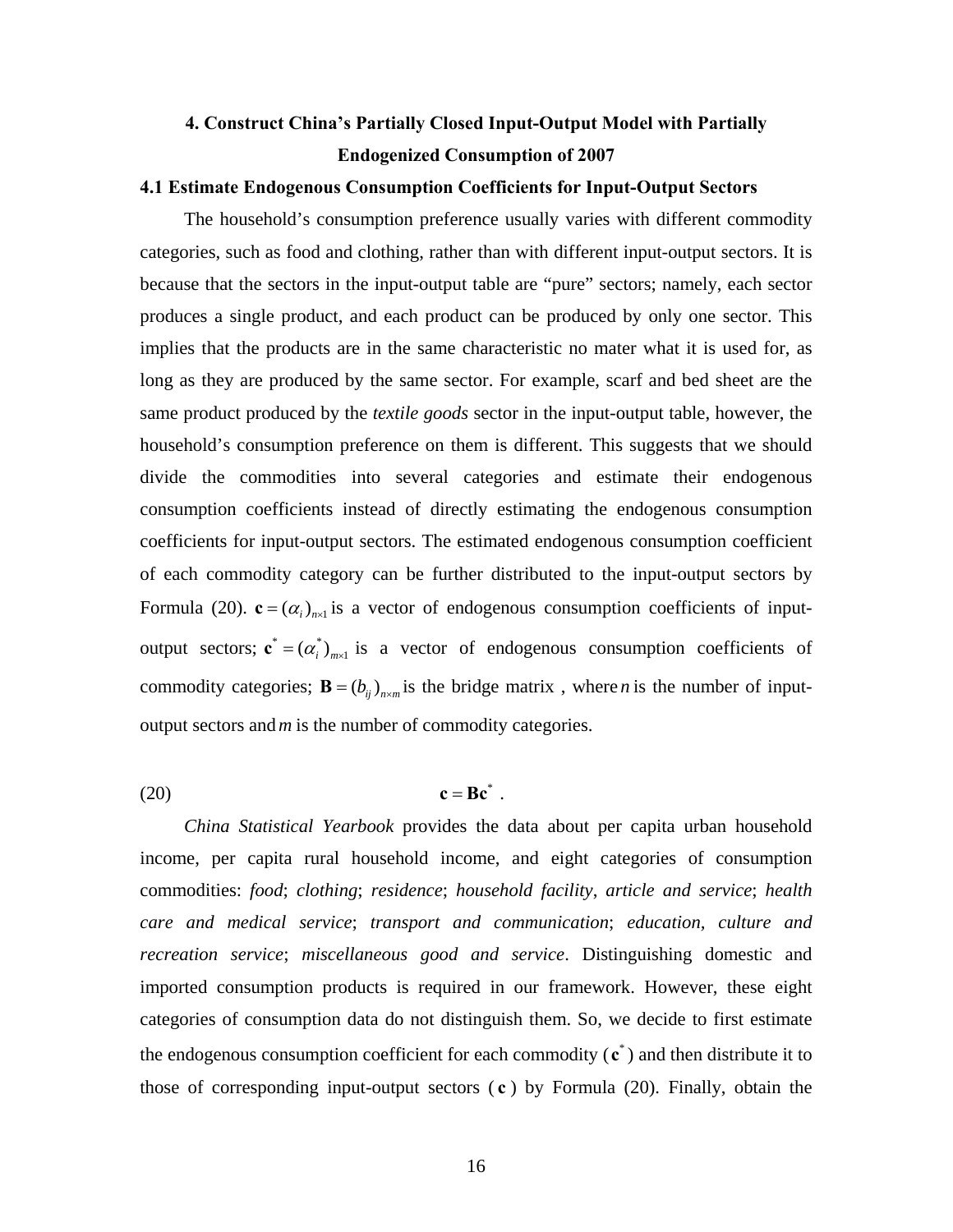## 4. Construct China's Partially Closed Input-Output Model with Partially Endogenized Consumption of 2007

### 4.1 Estimate Endogenous Consumption Coefficients for Input-Output Sectors

The household's consumption preference usually varies with different commodity categories, such as food and clothing, rather than with different input-output sectors. It is because that the sectors in the input-output table are "pure" sectors; namely, each sector produces a single product, and each product can be produced by only one sector. This implies that the products are in the same characteristic no mater what it is used for, as long as they are produced by the same sector. For example, scarf and bed sheet are the same product produced by the *textile goods* sector in the input-output table, however, the household's consumption preference on them is different. This suggests that we should divide the commodities into several categories and estimate their endogenous consumption coefficients instead of directly estimating the endogenous consumption coefficients for input-output sectors. The estimated endogenous consumption coefficient of each commodity category can be further distributed to the input-output sectors by Formula (20). $\mathbf{c} = (\alpha_i)_{n\times1}$ is a vector of endogenous consumption coefficients of input-output sectors; $\mathbf{c}^* = (\alpha_i^*)_{m\times1}$ is a vector of endogenous consumption coefficients of commodity categories; $\mathbf{B} = (b_{ij})_{n\times m}$ is the bridge matrix , where $n$ is the number of input-output sectors and $m$ is the number of commodity categories.

$$\mathbf{c} = \mathbf{B}\mathbf{c}^* \ . \tag{20}$$

*China Statistical Yearbook* provides the data about per capita urban household income, per capita rural household income, and eight categories of consumption commodities: *food*; *clothing*; *residence*; *household facility*, *article and service*; *health care and medical service*; *transport and communication*; *education, culture and recreation service*; *miscellaneous good and service*. Distinguishing domestic and imported consumption products is required in our framework. However, these eight categories of consumption data do not distinguish them. So, we decide to first estimate the endogenous consumption coefficient for each commodity ($\mathbf{c}^*$) and then distribute it to those of corresponding input-output sectors ($\mathbf{c}$) by Formula (20). Finally, obtain the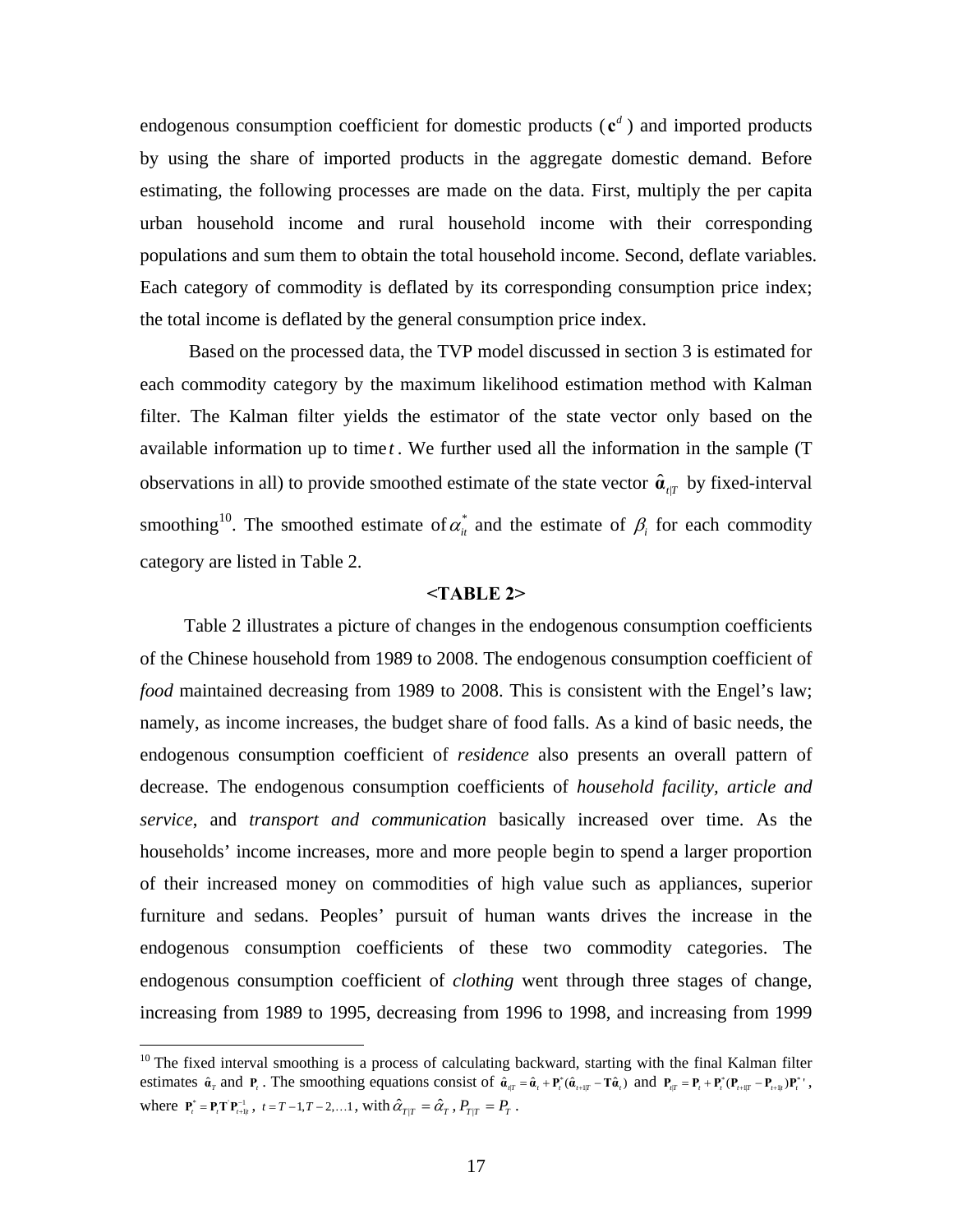endogenous consumption coefficient for domestic products ($\mathbf{c}^d$) and imported products by using the share of imported products in the aggregate domestic demand. Before estimating, the following processes are made on the data. First, multiply the per capita urban household income and rural household income with their corresponding populations and sum them to obtain the total household income. Second, deflate variables. Each category of commodity is deflated by its corresponding consumption price index; the total income is deflated by the general consumption price index.

Based on the processed data, the TVP model discussed in section 3 is estimated for each commodity category by the maximum likelihood estimation method with Kalman filter. The Kalman filter yields the estimator of the state vector only based on the available information up to time $t$. We further used all the information in the sample (T observations in all) to provide smoothed estimate of the state vector $\hat{\boldsymbol{\alpha}}_{t|T}$ by fixed-interval smoothing[10]. The smoothed estimate of $\alpha_{it}^*$ and the estimate of $\beta_i$ for each commodity category are listed in Table 2.

**<TABLE 2>**

Table 2 illustrates a picture of changes in the endogenous consumption coefficients of the Chinese household from 1989 to 2008. The endogenous consumption coefficient of *food* maintained decreasing from 1989 to 2008. This is consistent with the Engel's law; namely, as income increases, the budget share of food falls. As a kind of basic needs, the endogenous consumption coefficient of *residence* also presents an overall pattern of decrease. The endogenous consumption coefficients of *household facility, article and service*, and *transport and communication* basically increased over time. As the households' income increases, more and more people begin to spend a larger proportion of their increased money on commodities of high value such as appliances, superior furniture and sedans. Peoples' pursuit of human wants drives the increase in the endogenous consumption coefficients of these two commodity categories. The endogenous consumption coefficient of *clothing* went through three stages of change, increasing from 1989 to 1995, decreasing from 1996 to 1998, and increasing from 1999

---

[10] The fixed interval smoothing is a process of calculating backward, starting with the final Kalman filter estimates $\hat{\boldsymbol{\alpha}}_T$ and $\mathbf{P}_t$. The smoothing equations consist of $\hat{\boldsymbol{\alpha}}_{t|T} = \hat{\boldsymbol{\alpha}}_t + \mathbf{P}_t^*(\hat{\boldsymbol{\alpha}}_{t+1|T} - \mathbf{T}\hat{\boldsymbol{\alpha}}_t)$ and $\mathbf{P}_{t|T} = \mathbf{P}_t + \mathbf{P}_t^*(\mathbf{P}_{t+1|T} - \mathbf{P}_{t+1|t})\mathbf{P}_t^{*\,\prime}$, where $\mathbf{P}_t^* = \mathbf{P}_t\mathbf{T}^{\prime}\mathbf{P}_{t+1|t}^{-1}$, $t = T-1, T-2, \ldots 1$, with $\hat{\alpha}_{T|T} = \hat{\alpha}_T$, $P_{T|T} = P_T$.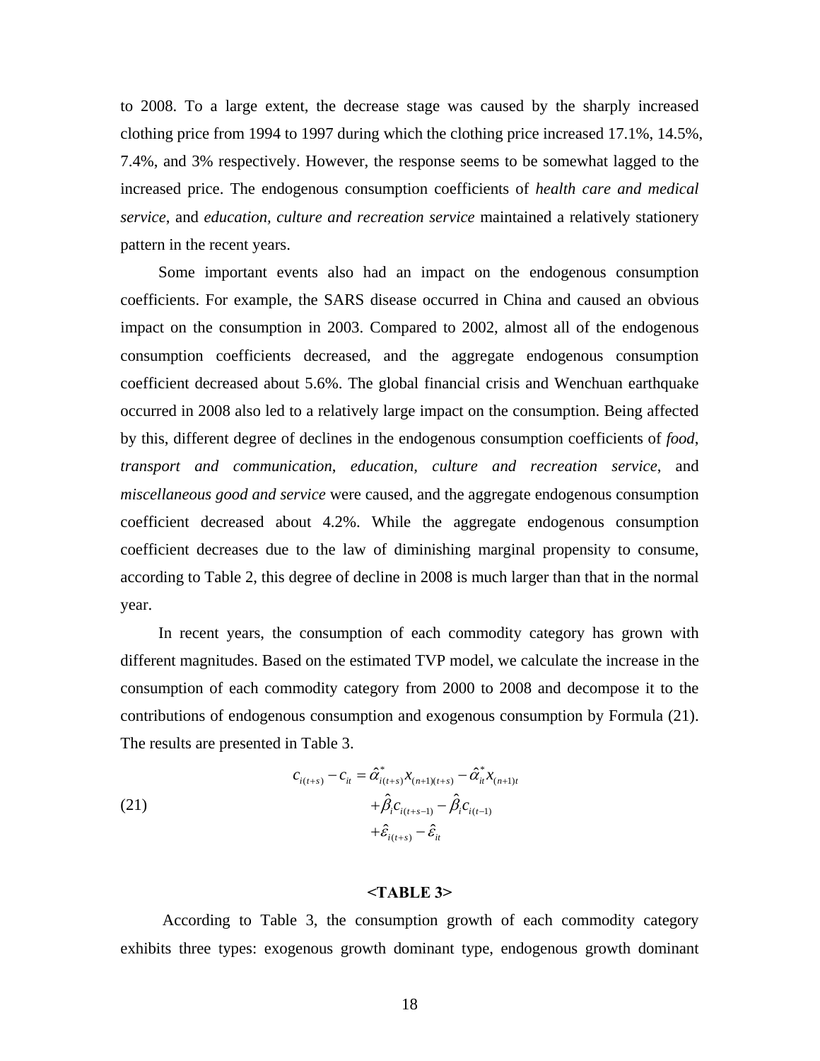to 2008. To a large extent, the decrease stage was caused by the sharply increased clothing price from 1994 to 1997 during which the clothing price increased 17.1%, 14.5%, 7.4%, and 3% respectively. However, the response seems to be somewhat lagged to the increased price. The endogenous consumption coefficients of *health care and medical service*, and *education, culture and recreation service* maintained a relatively stationery pattern in the recent years.

Some important events also had an impact on the endogenous consumption coefficients. For example, the SARS disease occurred in China and caused an obvious impact on the consumption in 2003. Compared to 2002, almost all of the endogenous consumption coefficients decreased, and the aggregate endogenous consumption coefficient decreased about 5.6%. The global financial crisis and Wenchuan earthquake occurred in 2008 also led to a relatively large impact on the consumption. Being affected by this, different degree of declines in the endogenous consumption coefficients of *food*, *transport and communication*, *education, culture and recreation service*, and *miscellaneous good and service* were caused, and the aggregate endogenous consumption coefficient decreased about 4.2%. While the aggregate endogenous consumption coefficient decreases due to the law of diminishing marginal propensity to consume, according to Table 2, this degree of decline in 2008 is much larger than that in the normal year.

In recent years, the consumption of each commodity category has grown with different magnitudes. Based on the estimated TVP model, we calculate the increase in the consumption of each commodity category from 2000 to 2008 and decompose it to the contributions of endogenous consumption and exogenous consumption by Formula (21). The results are presented in Table 3.

$$
\begin{aligned}
c_{i(t+s)} - c_{it} = & \hat{\alpha}^*_{i(t+s)} x_{(n+1)(t+s)} - \hat{\alpha}^*_{it} x_{(n+1)t} \\
& + \hat{\beta}_i c_{i(t+s-1)} - \hat{\beta}_i c_{i(t-1)} \\
& + \hat{\varepsilon}_{i(t+s)} - \hat{\varepsilon}_{it}
\end{aligned} \tag{21}
$$

**<TABLE 3>**

According to Table 3, the consumption growth of each commodity category exhibits three types: exogenous growth dominant type, endogenous growth dominant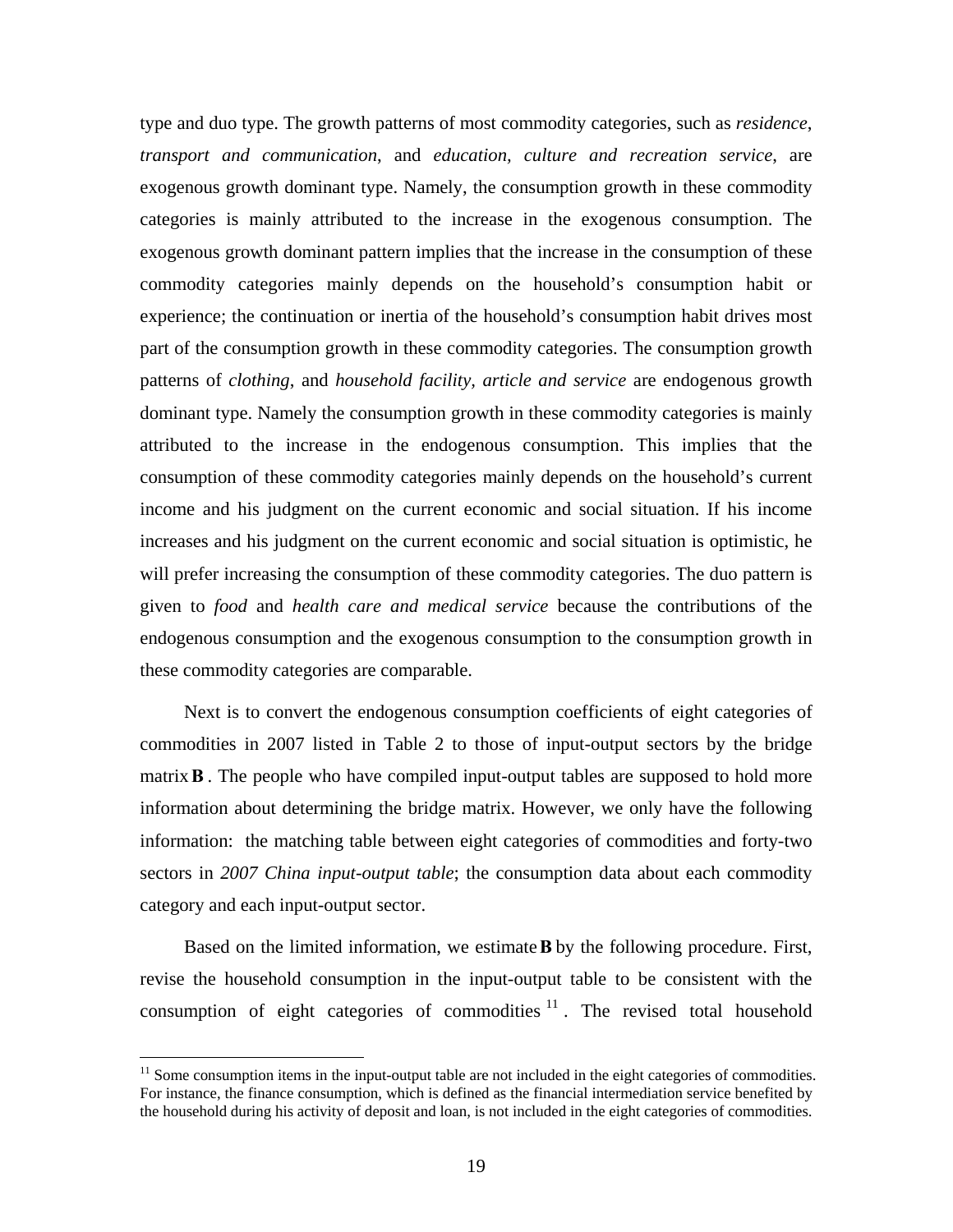type and duo type. The growth patterns of most commodity categories, such as *residence*, *transport and communication*, and *education, culture and recreation service*, are exogenous growth dominant type. Namely, the consumption growth in these commodity categories is mainly attributed to the increase in the exogenous consumption. The exogenous growth dominant pattern implies that the increase in the consumption of these commodity categories mainly depends on the household's consumption habit or experience; the continuation or inertia of the household's consumption habit drives most part of the consumption growth in these commodity categories. The consumption growth patterns of *clothing*, and *household facility, article and service* are endogenous growth dominant type. Namely the consumption growth in these commodity categories is mainly attributed to the increase in the endogenous consumption. This implies that the consumption of these commodity categories mainly depends on the household's current income and his judgment on the current economic and social situation. If his income increases and his judgment on the current economic and social situation is optimistic, he will prefer increasing the consumption of these commodity categories. The duo pattern is given to *food* and *health care and medical service* because the contributions of the endogenous consumption and the exogenous consumption to the consumption growth in these commodity categories are comparable.

Next is to convert the endogenous consumption coefficients of eight categories of commodities in 2007 listed in Table 2 to those of input-output sectors by the bridge matrix $\mathbf{B}$. The people who have compiled input-output tables are supposed to hold more information about determining the bridge matrix. However, we only have the following information: the matching table between eight categories of commodities and forty-two sectors in *2007 China input-output table*; the consumption data about each commodity category and each input-output sector.

Based on the limited information, we estimate $\mathbf{B}$ by the following procedure. First, revise the household consumption in the input-output table to be consistent with the consumption of eight categories of commodities [11]. The revised total household

[11] Some consumption items in the input-output table are not included in the eight categories of commodities. For instance, the finance consumption, which is defined as the financial intermediation service benefited by the household during his activity of deposit and loan, is not included in the eight categories of commodities.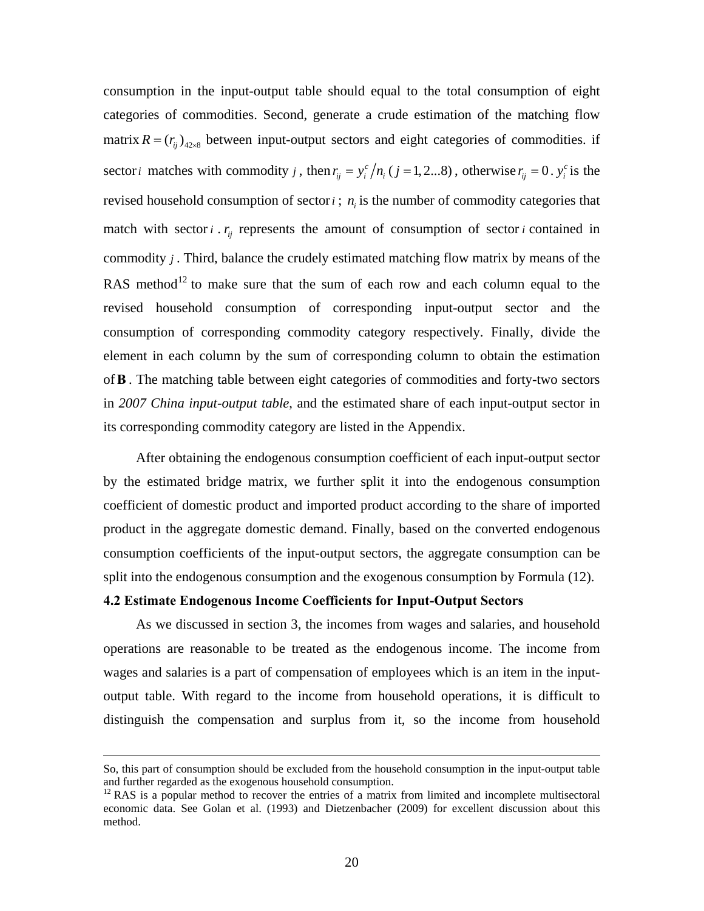consumption in the input-output table should equal to the total consumption of eight categories of commodities. Second, generate a crude estimation of the matching flow matrix $R = (r_{ij})_{42\times 8}$ between input-output sectors and eight categories of commodities. if sector $i$ matches with commodity $j$, then $r_{ij} = y_i^c / n_i$ ($j = 1, 2...8$), otherwise $r_{ij} = 0$. $y_i^c$ is the revised household consumption of sector $i$; $n_i$ is the number of commodity categories that match with sector $i$. $r_{ij}$ represents the amount of consumption of sector $i$ contained in commodity $j$. Third, balance the crudely estimated matching flow matrix by means of the RAS method[12] to make sure that the sum of each row and each column equal to the revised household consumption of corresponding input-output sector and the consumption of corresponding commodity category respectively. Finally, divide the element in each column by the sum of corresponding column to obtain the estimation of $\mathbf{B}$. The matching table between eight categories of commodities and forty-two sectors in *2007 China input-output table*, and the estimated share of each input-output sector in its corresponding commodity category are listed in the Appendix.

After obtaining the endogenous consumption coefficient of each input-output sector by the estimated bridge matrix, we further split it into the endogenous consumption coefficient of domestic product and imported product according to the share of imported product in the aggregate domestic demand. Finally, based on the converted endogenous consumption coefficients of the input-output sectors, the aggregate consumption can be split into the endogenous consumption and the exogenous consumption by Formula (12).

### 4.2 Estimate Endogenous Income Coefficients for Input-Output Sectors

As we discussed in section 3, the incomes from wages and salaries, and household operations are reasonable to be treated as the endogenous income. The income from wages and salaries is a part of compensation of employees which is an item in the input-output table. With regard to the income from household operations, it is difficult to distinguish the compensation and surplus from it, so the income from household

---

So, this part of consumption should be excluded from the household consumption in the input-output table and further regarded as the exogenous household consumption.

[12] RAS is a popular method to recover the entries of a matrix from limited and incomplete multisectoral economic data. See Golan et al. (1993) and Dietzenbacher (2009) for excellent discussion about this method.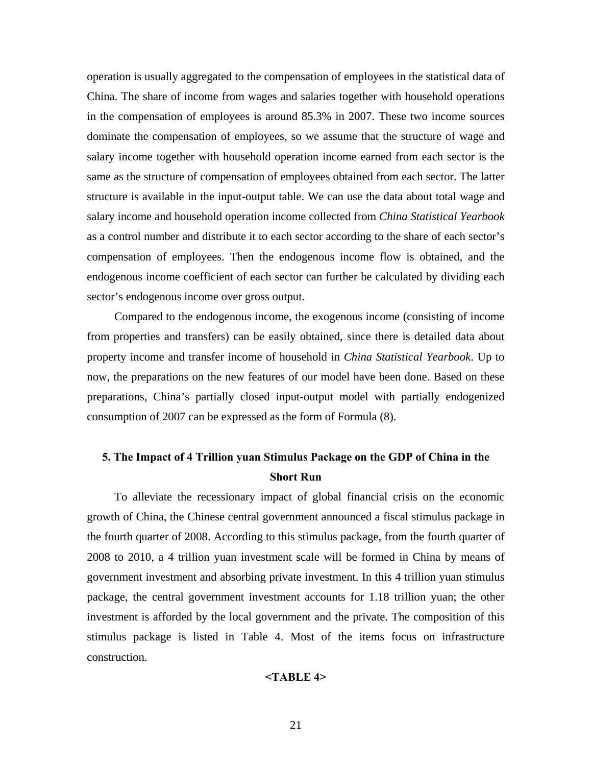operation is usually aggregated to the compensation of employees in the statistical data of China. The share of income from wages and salaries together with household operations in the compensation of employees is around 85.3% in 2007. These two income sources dominate the compensation of employees, so we assume that the structure of wage and salary income together with household operation income earned from each sector is the same as the structure of compensation of employees obtained from each sector. The latter structure is available in the input-output table. We can use the data about total wage and salary income and household operation income collected from *China Statistical Yearbook* as a control number and distribute it to each sector according to the share of each sector's compensation of employees. Then the endogenous income flow is obtained, and the endogenous income coefficient of each sector can further be calculated by dividing each sector's endogenous income over gross output.

Compared to the endogenous income, the exogenous income (consisting of income from properties and transfers) can be easily obtained, since there is detailed data about property income and transfer income of household in *China Statistical Yearbook*. Up to now, the preparations on the new features of our model have been done. Based on these preparations, China's partially closed input-output model with partially endogenized consumption of 2007 can be expressed as the form of Formula (8).

## 5. The Impact of 4 Trillion yuan Stimulus Package on the GDP of China in the Short Run

To alleviate the recessionary impact of global financial crisis on the economic growth of China, the Chinese central government announced a fiscal stimulus package in the fourth quarter of 2008. According to this stimulus package, from the fourth quarter of 2008 to 2010, a 4 trillion yuan investment scale will be formed in China by means of government investment and absorbing private investment. In this 4 trillion yuan stimulus package, the central government investment accounts for 1.18 trillion yuan; the other investment is afforded by the local government and the private. The composition of this stimulus package is listed in Table 4. Most of the items focus on infrastructure construction.

**<TABLE 4>**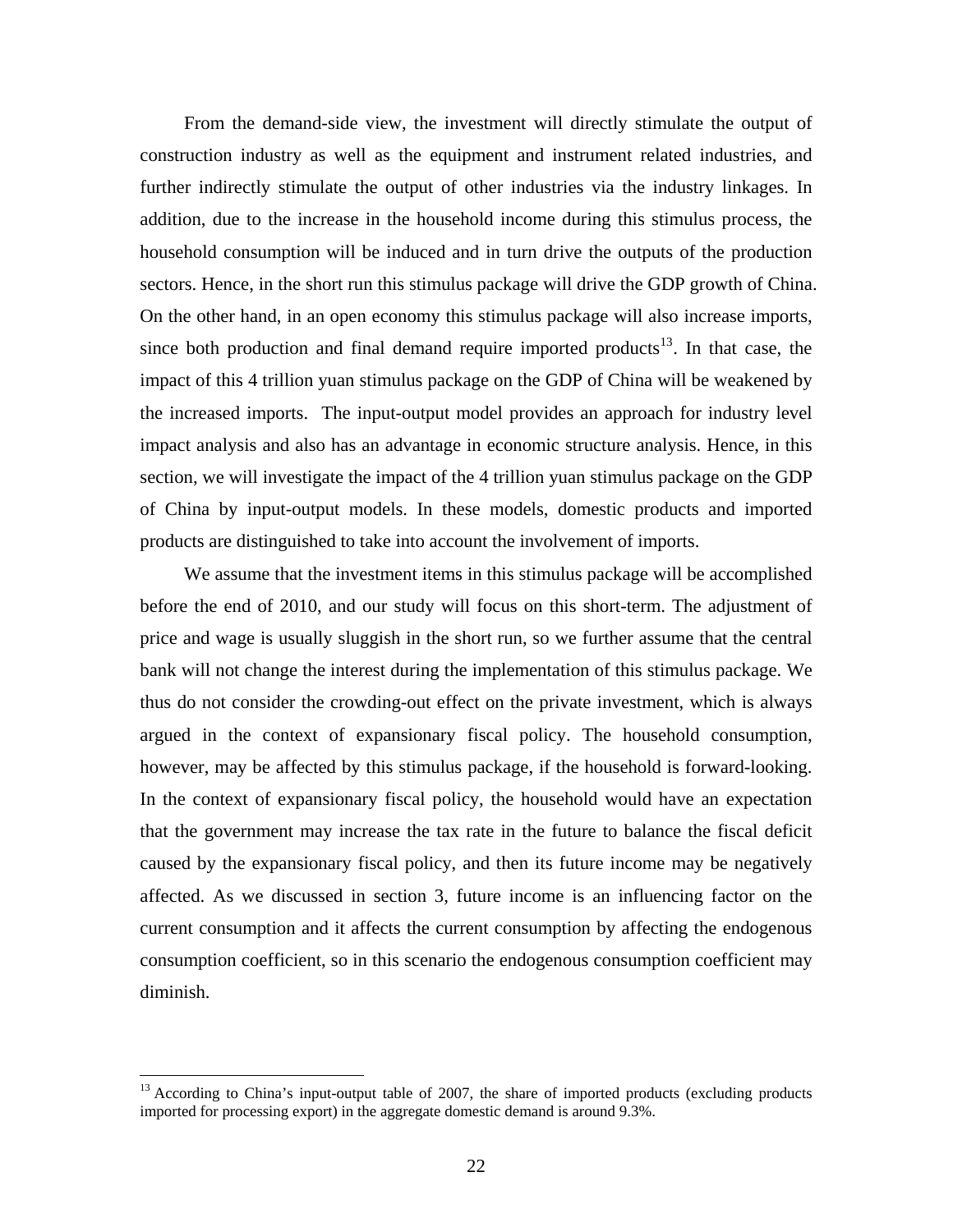From the demand-side view, the investment will directly stimulate the output of construction industry as well as the equipment and instrument related industries, and further indirectly stimulate the output of other industries via the industry linkages. In addition, due to the increase in the household income during this stimulus process, the household consumption will be induced and in turn drive the outputs of the production sectors. Hence, in the short run this stimulus package will drive the GDP growth of China. On the other hand, in an open economy this stimulus package will also increase imports, since both production and final demand require imported products[13]. In that case, the impact of this 4 trillion yuan stimulus package on the GDP of China will be weakened by the increased imports. The input-output model provides an approach for industry level impact analysis and also has an advantage in economic structure analysis. Hence, in this section, we will investigate the impact of the 4 trillion yuan stimulus package on the GDP of China by input-output models. In these models, domestic products and imported products are distinguished to take into account the involvement of imports.

We assume that the investment items in this stimulus package will be accomplished before the end of 2010, and our study will focus on this short-term. The adjustment of price and wage is usually sluggish in the short run, so we further assume that the central bank will not change the interest during the implementation of this stimulus package. We thus do not consider the crowding-out effect on the private investment, which is always argued in the context of expansionary fiscal policy. The household consumption, however, may be affected by this stimulus package, if the household is forward-looking. In the context of expansionary fiscal policy, the household would have an expectation that the government may increase the tax rate in the future to balance the fiscal deficit caused by the expansionary fiscal policy, and then its future income may be negatively affected. As we discussed in section 3, future income is an influencing factor on the current consumption and it affects the current consumption by affecting the endogenous consumption coefficient, so in this scenario the endogenous consumption coefficient may diminish.

[13] According to China's input-output table of 2007, the share of imported products (excluding products imported for processing export) in the aggregate domestic demand is around 9.3%.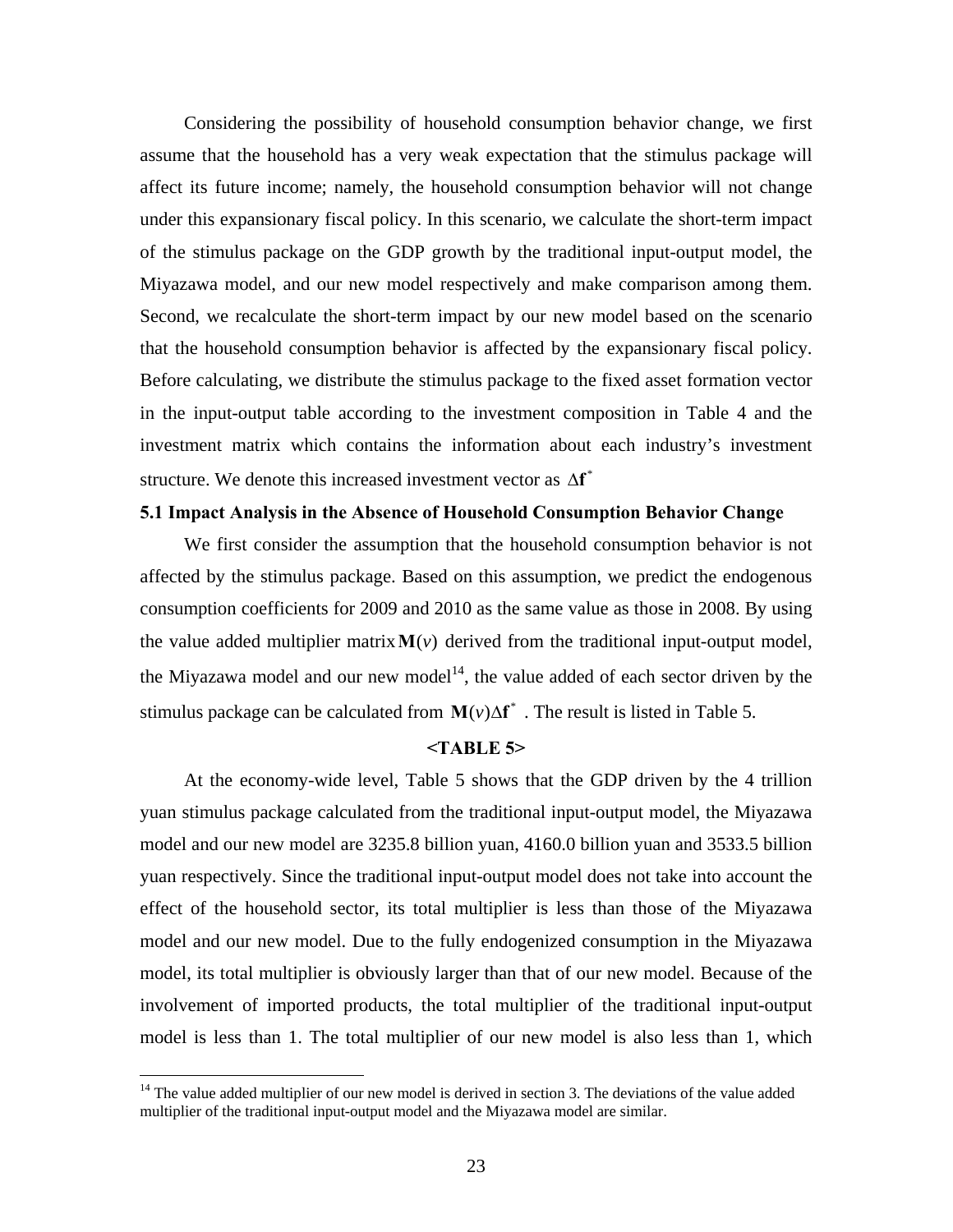Considering the possibility of household consumption behavior change, we first assume that the household has a very weak expectation that the stimulus package will affect its future income; namely, the household consumption behavior will not change under this expansionary fiscal policy. In this scenario, we calculate the short-term impact of the stimulus package on the GDP growth by the traditional input-output model, the Miyazawa model, and our new model respectively and make comparison among them. Second, we recalculate the short-term impact by our new model based on the scenario that the household consumption behavior is affected by the expansionary fiscal policy. Before calculating, we distribute the stimulus package to the fixed asset formation vector in the input-output table according to the investment composition in Table 4 and the investment matrix which contains the information about each industry's investment structure. We denote this increased investment vector as $\Delta\mathbf{f}^*$

**5.1 Impact Analysis in the Absence of Household Consumption Behavior Change**

We first consider the assumption that the household consumption behavior is not affected by the stimulus package. Based on this assumption, we predict the endogenous consumption coefficients for 2009 and 2010 as the same value as those in 2008. By using the value added multiplier matrix $\mathbf{M}(v)$ derived from the traditional input-output model, the Miyazawa model and our new model[14], the value added of each sector driven by the stimulus package can be calculated from $\mathbf{M}(v)\Delta\mathbf{f}^*$ . The result is listed in Table 5.

**<TABLE 5>**

At the economy-wide level, Table 5 shows that the GDP driven by the 4 trillion yuan stimulus package calculated from the traditional input-output model, the Miyazawa model and our new model are 3235.8 billion yuan, 4160.0 billion yuan and 3533.5 billion yuan respectively. Since the traditional input-output model does not take into account the effect of the household sector, its total multiplier is less than those of the Miyazawa model and our new model. Due to the fully endogenized consumption in the Miyazawa model, its total multiplier is obviously larger than that of our new model. Because of the involvement of imported products, the total multiplier of the traditional input-output model is less than 1. The total multiplier of our new model is also less than 1, which

[14] The value added multiplier of our new model is derived in section 3. The deviations of the value added multiplier of the traditional input-output model and the Miyazawa model are similar.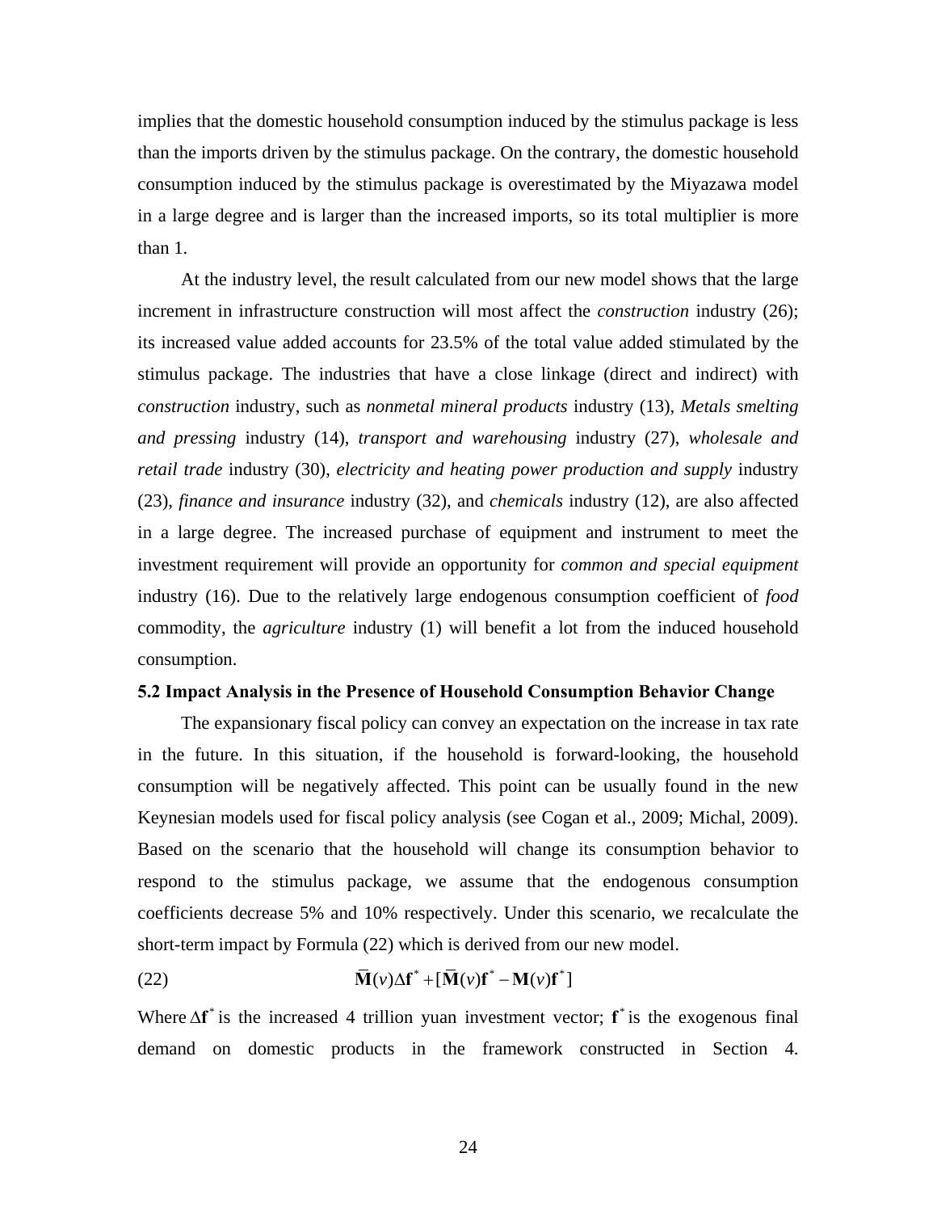implies that the domestic household consumption induced by the stimulus package is less than the imports driven by the stimulus package. On the contrary, the domestic household consumption induced by the stimulus package is overestimated by the Miyazawa model in a large degree and is larger than the increased imports, so its total multiplier is more than 1.

At the industry level, the result calculated from our new model shows that the large increment in infrastructure construction will most affect the *construction* industry (26); its increased value added accounts for 23.5% of the total value added stimulated by the stimulus package. The industries that have a close linkage (direct and indirect) with *construction* industry, such as *nonmetal mineral products* industry (13), *Metals smelting and pressing* industry (14), *transport and warehousing* industry (27), *wholesale and retail trade* industry (30), *electricity and heating power production and supply* industry (23), *finance and insurance* industry (32), and *chemicals* industry (12), are also affected in a large degree. The increased purchase of equipment and instrument to meet the investment requirement will provide an opportunity for *common and special equipment* industry (16). Due to the relatively large endogenous consumption coefficient of *food* commodity, the *agriculture* industry (1) will benefit a lot from the induced household consumption.

**5.2 Impact Analysis in the Presence of Household Consumption Behavior Change**

The expansionary fiscal policy can convey an expectation on the increase in tax rate in the future. In this situation, if the household is forward-looking, the household consumption will be negatively affected. This point can be usually found in the new Keynesian models used for fiscal policy analysis (see Cogan et al., 2009; Michal, 2009). Based on the scenario that the household will change its consumption behavior to respond to the stimulus package, we assume that the endogenous consumption coefficients decrease 5% and 10% respectively. Under this scenario, we recalculate the short-term impact by Formula (22) which is derived from our new model.

$$\bar{\mathbf{M}}(v)\Delta\mathbf{f}^* + [\bar{\mathbf{M}}(v)\mathbf{f}^* - \mathbf{M}(v)\mathbf{f}^*] \tag{22}$$

Where $\Delta\mathbf{f}^*$ is the increased 4 trillion yuan investment vector; $\mathbf{f}^*$ is the exogenous final demand on domestic products in the framework constructed in Section 4.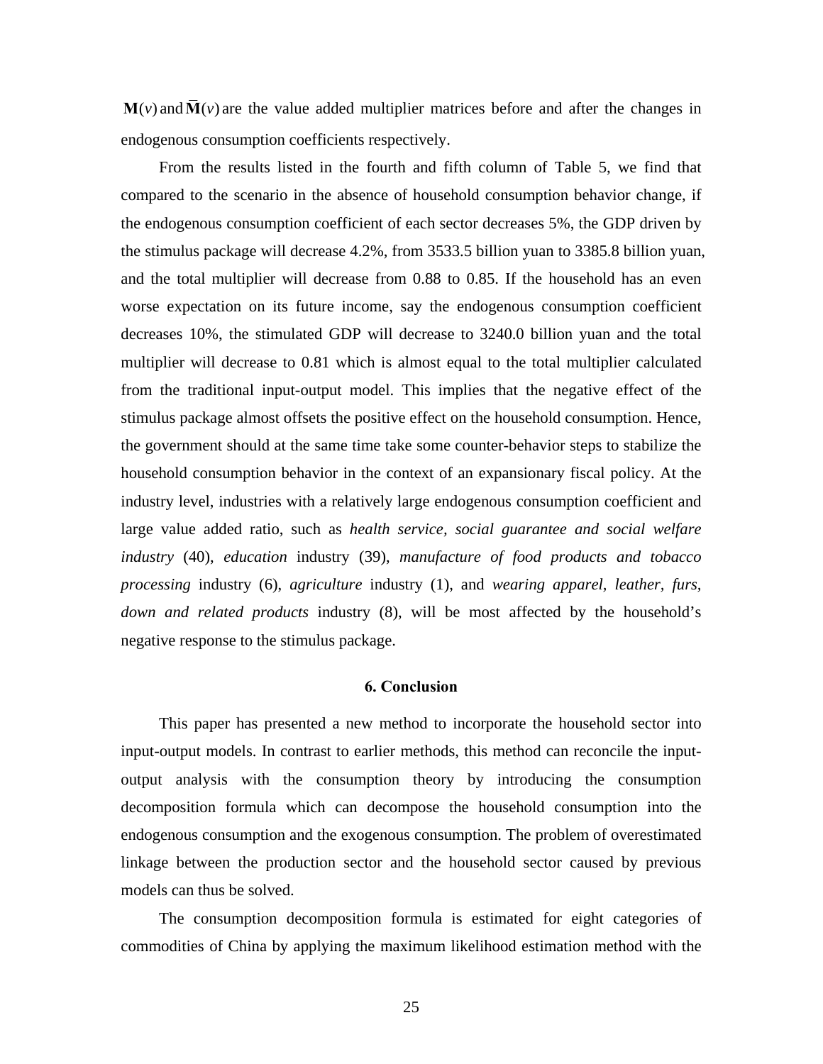$\mathbf{M}(v)$ and $\overline{\mathbf{M}}(v)$ are the value added multiplier matrices before and after the changes in endogenous consumption coefficients respectively.

From the results listed in the fourth and fifth column of Table 5, we find that compared to the scenario in the absence of household consumption behavior change, if the endogenous consumption coefficient of each sector decreases 5%, the GDP driven by the stimulus package will decrease 4.2%, from 3533.5 billion yuan to 3385.8 billion yuan, and the total multiplier will decrease from 0.88 to 0.85. If the household has an even worse expectation on its future income, say the endogenous consumption coefficient decreases 10%, the stimulated GDP will decrease to 3240.0 billion yuan and the total multiplier will decrease to 0.81 which is almost equal to the total multiplier calculated from the traditional input-output model. This implies that the negative effect of the stimulus package almost offsets the positive effect on the household consumption. Hence, the government should at the same time take some counter-behavior steps to stabilize the household consumption behavior in the context of an expansionary fiscal policy. At the industry level, industries with a relatively large endogenous consumption coefficient and large value added ratio, such as *health service, social guarantee and social welfare industry* (40), *education* industry (39), *manufacture of food products and tobacco processing* industry (6), *agriculture* industry (1), and *wearing apparel, leather, furs, down and related products* industry (8), will be most affected by the household's negative response to the stimulus package.

## 6. Conclusion

This paper has presented a new method to incorporate the household sector into input-output models. In contrast to earlier methods, this method can reconcile the input-output analysis with the consumption theory by introducing the consumption decomposition formula which can decompose the household consumption into the endogenous consumption and the exogenous consumption. The problem of overestimated linkage between the production sector and the household sector caused by previous models can thus be solved.

The consumption decomposition formula is estimated for eight categories of commodities of China by applying the maximum likelihood estimation method with the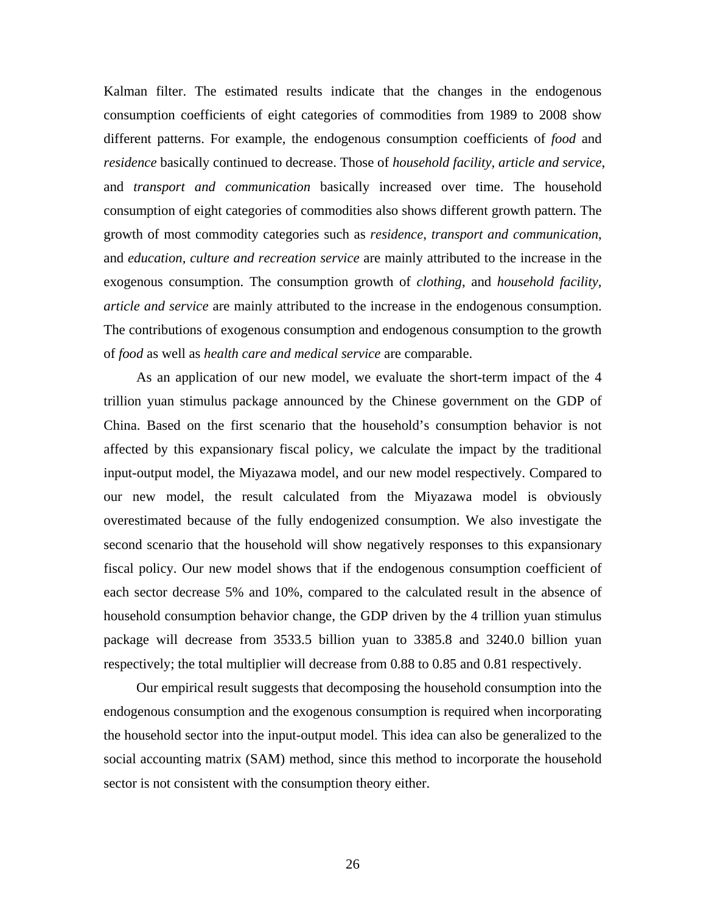Kalman filter. The estimated results indicate that the changes in the endogenous consumption coefficients of eight categories of commodities from 1989 to 2008 show different patterns. For example, the endogenous consumption coefficients of *food* and *residence* basically continued to decrease. Those of *household facility, article and service*, and *transport and communication* basically increased over time. The household consumption of eight categories of commodities also shows different growth pattern. The growth of most commodity categories such as *residence*, *transport and communication*, and *education, culture and recreation service* are mainly attributed to the increase in the exogenous consumption. The consumption growth of *clothing*, and *household facility, article and service* are mainly attributed to the increase in the endogenous consumption. The contributions of exogenous consumption and endogenous consumption to the growth of *food* as well as *health care and medical service* are comparable.

As an application of our new model, we evaluate the short-term impact of the 4 trillion yuan stimulus package announced by the Chinese government on the GDP of China. Based on the first scenario that the household's consumption behavior is not affected by this expansionary fiscal policy, we calculate the impact by the traditional input-output model, the Miyazawa model, and our new model respectively. Compared to our new model, the result calculated from the Miyazawa model is obviously overestimated because of the fully endogenized consumption. We also investigate the second scenario that the household will show negatively responses to this expansionary fiscal policy. Our new model shows that if the endogenous consumption coefficient of each sector decrease 5% and 10%, compared to the calculated result in the absence of household consumption behavior change, the GDP driven by the 4 trillion yuan stimulus package will decrease from 3533.5 billion yuan to 3385.8 and 3240.0 billion yuan respectively; the total multiplier will decrease from 0.88 to 0.85 and 0.81 respectively.

Our empirical result suggests that decomposing the household consumption into the endogenous consumption and the exogenous consumption is required when incorporating the household sector into the input-output model. This idea can also be generalized to the social accounting matrix (SAM) method, since this method to incorporate the household sector is not consistent with the consumption theory either.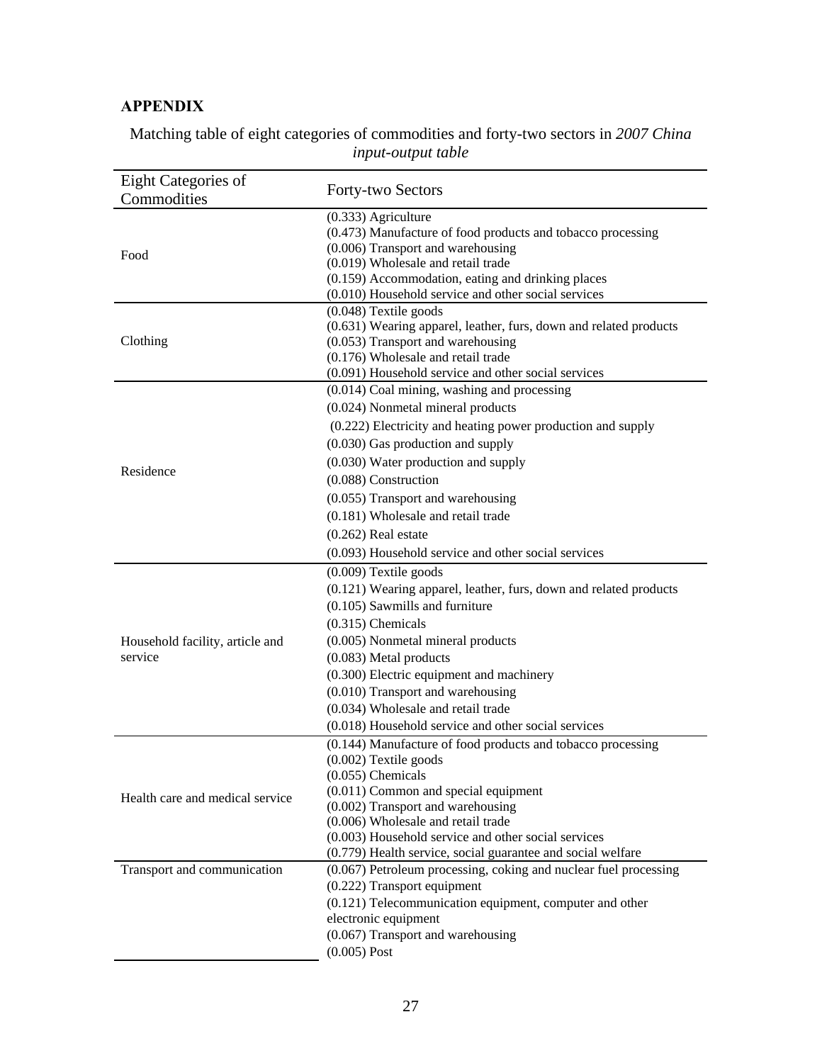## APPENDIX

Matching table of eight categories of commodities and forty-two sectors in *2007 China input-output table*

| Eight Categories of Commodities | Forty-two Sectors |
|---|---|
| Food | (0.333) Agriculture<br>(0.473) Manufacture of food products and tobacco processing<br>(0.006) Transport and warehousing<br>(0.019) Wholesale and retail trade<br>(0.159) Accommodation, eating and drinking places<br>(0.010) Household service and other social services |
| Clothing | (0.048) Textile goods<br>(0.631) Wearing apparel, leather, furs, down and related products<br>(0.053) Transport and warehousing<br>(0.176) Wholesale and retail trade<br>(0.091) Household service and other social services |
| Residence | (0.014) Coal mining, washing and processing<br>(0.024) Nonmetal mineral products<br>(0.222) Electricity and heating power production and supply<br>(0.030) Gas production and supply<br>(0.030) Water production and supply<br>(0.088) Construction<br>(0.055) Transport and warehousing<br>(0.181) Wholesale and retail trade<br>(0.262) Real estate<br>(0.093) Household service and other social services |
| Household facility, article and service | (0.009) Textile goods<br>(0.121) Wearing apparel, leather, furs, down and related products<br>(0.105) Sawmills and furniture<br>(0.315) Chemicals<br>(0.005) Nonmetal mineral products<br>(0.083) Metal products<br>(0.300) Electric equipment and machinery<br>(0.010) Transport and warehousing<br>(0.034) Wholesale and retail trade<br>(0.018) Household service and other social services |
| Health care and medical service | (0.144) Manufacture of food products and tobacco processing<br>(0.002) Textile goods<br>(0.055) Chemicals<br>(0.011) Common and special equipment<br>(0.002) Transport and warehousing<br>(0.006) Wholesale and retail trade<br>(0.003) Household service and other social services<br>(0.779) Health service, social guarantee and social welfare |
| Transport and communication | (0.067) Petroleum processing, coking and nuclear fuel processing<br>(0.222) Transport equipment<br>(0.121) Telecommunication equipment, computer and other electronic equipment<br>(0.067) Transport and warehousing<br>(0.005) Post |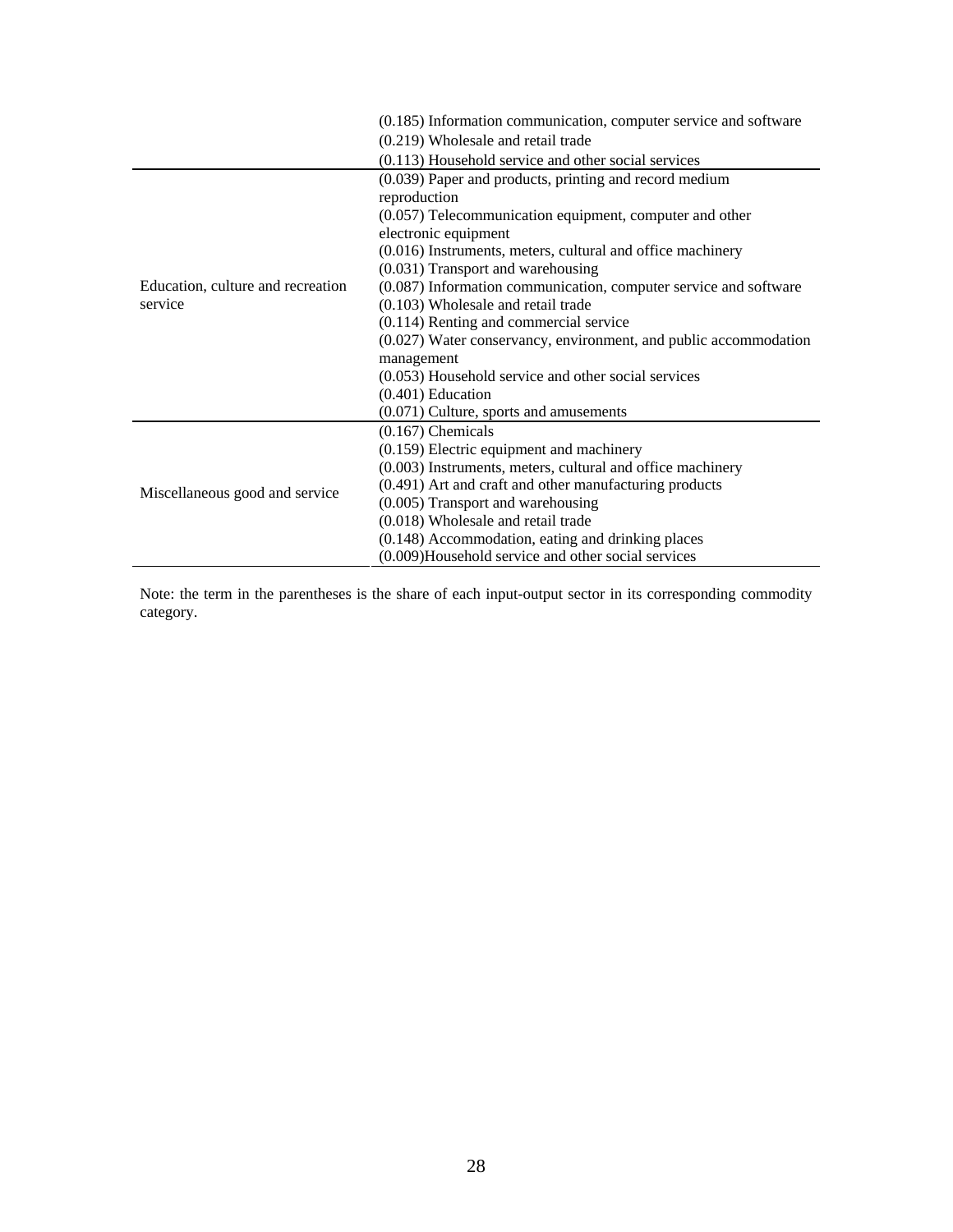| | |
|---|---|
| | (0.185) Information communication, computer service and software<br>(0.219) Wholesale and retail trade<br>(0.113) Household service and other social services |
| Education, culture and recreation service | (0.039) Paper and products, printing and record medium reproduction<br>(0.057) Telecommunication equipment, computer and other electronic equipment<br>(0.016) Instruments, meters, cultural and office machinery<br>(0.031) Transport and warehousing<br>(0.087) Information communication, computer service and software<br>(0.103) Wholesale and retail trade<br>(0.114) Renting and commercial service<br>(0.027) Water conservancy, environment, and public accommodation management<br>(0.053) Household service and other social services<br>(0.401) Education<br>(0.071) Culture, sports and amusements |
| Miscellaneous good and service | (0.167) Chemicals<br>(0.159) Electric equipment and machinery<br>(0.003) Instruments, meters, cultural and office machinery<br>(0.491) Art and craft and other manufacturing products<br>(0.005) Transport and warehousing<br>(0.018) Wholesale and retail trade<br>(0.148) Accommodation, eating and drinking places<br>(0.009)Household service and other social services |

Note: the term in the parentheses is the share of each input-output sector in its corresponding commodity category.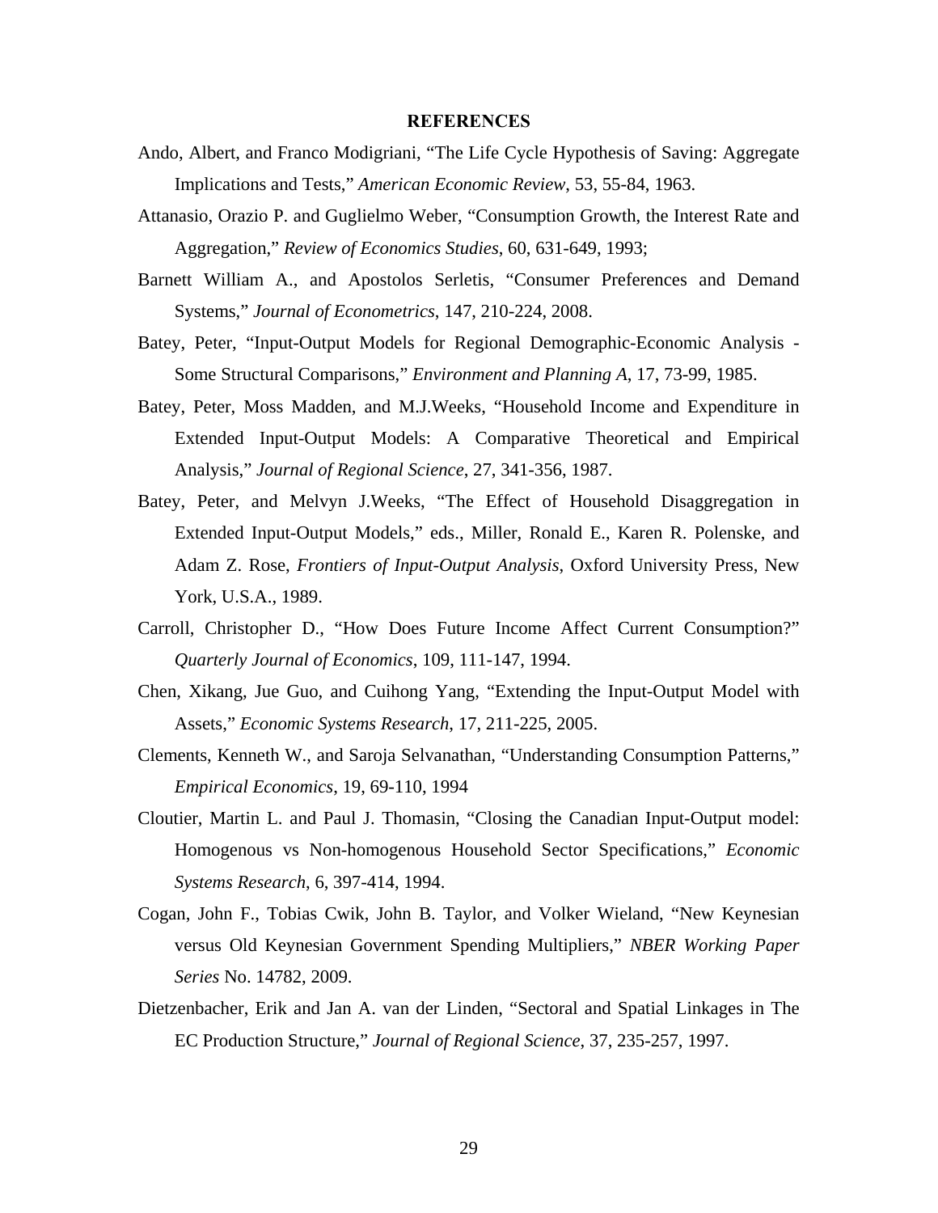## REFERENCES

Ando, Albert, and Franco Modigriani, "The Life Cycle Hypothesis of Saving: Aggregate Implications and Tests," *American Economic Review*, 53, 55-84, 1963.

Attanasio, Orazio P. and Guglielmo Weber, "Consumption Growth, the Interest Rate and Aggregation," *Review of Economics Studies*, 60, 631-649, 1993;

Barnett William A., and Apostolos Serletis, "Consumer Preferences and Demand Systems," *Journal of Econometrics*, 147, 210-224, 2008.

Batey, Peter, "Input-Output Models for Regional Demographic-Economic Analysis - Some Structural Comparisons," *Environment and Planning A*, 17, 73-99, 1985.

Batey, Peter, Moss Madden, and M.J.Weeks, "Household Income and Expenditure in Extended Input-Output Models: A Comparative Theoretical and Empirical Analysis," *Journal of Regional Science*, 27, 341-356, 1987.

Batey, Peter, and Melvyn J.Weeks, "The Effect of Household Disaggregation in Extended Input-Output Models," eds., Miller, Ronald E., Karen R. Polenske, and Adam Z. Rose, *Frontiers of Input-Output Analysis*, Oxford University Press, New York, U.S.A., 1989.

Carroll, Christopher D., "How Does Future Income Affect Current Consumption?" *Quarterly Journal of Economics*, 109, 111-147, 1994.

Chen, Xikang, Jue Guo, and Cuihong Yang, "Extending the Input-Output Model with Assets," *Economic Systems Research*, 17, 211-225, 2005.

Clements, Kenneth W., and Saroja Selvanathan, "Understanding Consumption Patterns," *Empirical Economics*, 19, 69-110, 1994

Cloutier, Martin L. and Paul J. Thomasin, "Closing the Canadian Input-Output model: Homogenous vs Non-homogenous Household Sector Specifications," *Economic Systems Research*, 6, 397-414, 1994.

Cogan, John F., Tobias Cwik, John B. Taylor, and Volker Wieland, "New Keynesian versus Old Keynesian Government Spending Multipliers," *NBER Working Paper Series* No. 14782, 2009.

Dietzenbacher, Erik and Jan A. van der Linden, "Sectoral and Spatial Linkages in The EC Production Structure," *Journal of Regional Science*, 37, 235-257, 1997.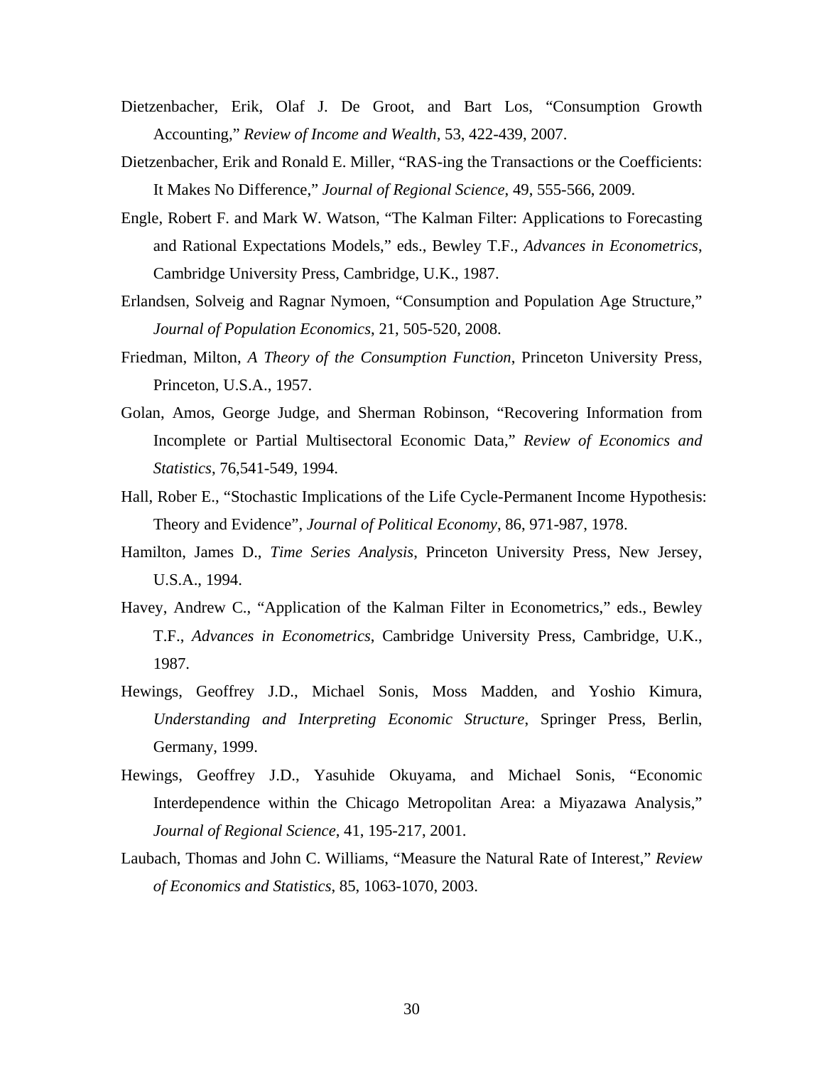Dietzenbacher, Erik, Olaf J. De Groot, and Bart Los, "Consumption Growth Accounting," *Review of Income and Wealth*, 53, 422-439, 2007.

Dietzenbacher, Erik and Ronald E. Miller, "RAS-ing the Transactions or the Coefficients: It Makes No Difference," *Journal of Regional Science*, 49, 555-566, 2009.

Engle, Robert F. and Mark W. Watson, "The Kalman Filter: Applications to Forecasting and Rational Expectations Models," eds., Bewley T.F., *Advances in Econometrics*, Cambridge University Press, Cambridge, U.K., 1987.

Erlandsen, Solveig and Ragnar Nymoen, "Consumption and Population Age Structure," *Journal of Population Economics*, 21, 505-520, 2008.

Friedman, Milton, *A Theory of the Consumption Function*, Princeton University Press, Princeton, U.S.A., 1957.

Golan, Amos, George Judge, and Sherman Robinson, "Recovering Information from Incomplete or Partial Multisectoral Economic Data," *Review of Economics and Statistics*, 76,541-549, 1994.

Hall, Rober E., "Stochastic Implications of the Life Cycle-Permanent Income Hypothesis: Theory and Evidence", *Journal of Political Economy*, 86, 971-987, 1978.

Hamilton, James D., *Time Series Analysis*, Princeton University Press, New Jersey, U.S.A., 1994.

Havey, Andrew C., "Application of the Kalman Filter in Econometrics," eds., Bewley T.F., *Advances in Econometrics*, Cambridge University Press, Cambridge, U.K., 1987.

Hewings, Geoffrey J.D., Michael Sonis, Moss Madden, and Yoshio Kimura, *Understanding and Interpreting Economic Structure*, Springer Press, Berlin, Germany, 1999.

Hewings, Geoffrey J.D., Yasuhide Okuyama, and Michael Sonis, "Economic Interdependence within the Chicago Metropolitan Area: a Miyazawa Analysis," *Journal of Regional Science*, 41, 195-217, 2001.

Laubach, Thomas and John C. Williams, "Measure the Natural Rate of Interest," *Review of Economics and Statistics*, 85, 1063-1070, 2003.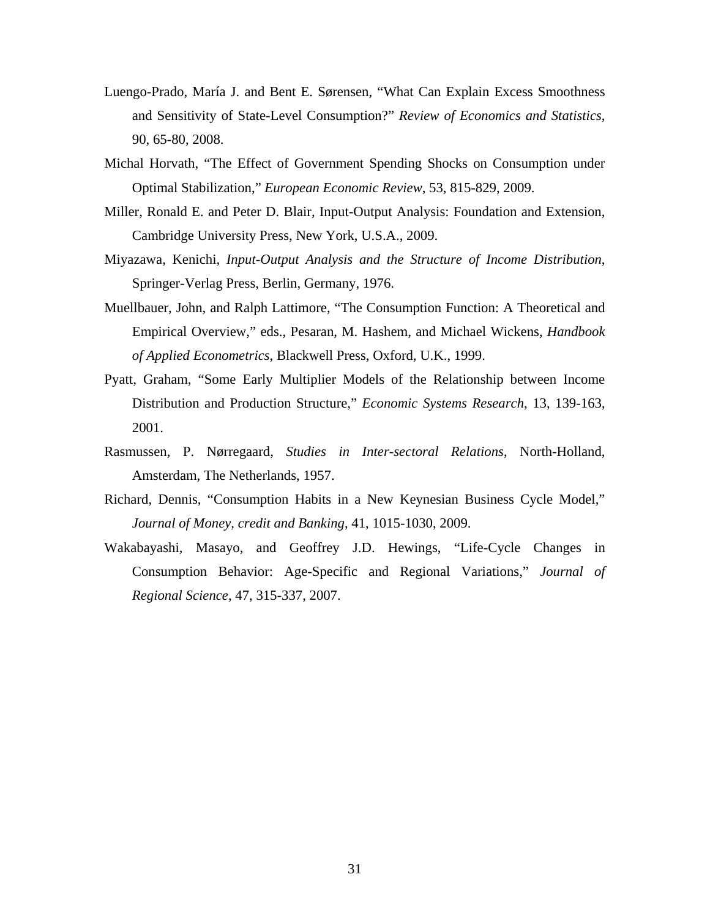Luengo-Prado, María J. and Bent E. Sørensen, "What Can Explain Excess Smoothness and Sensitivity of State-Level Consumption?" *Review of Economics and Statistics*, 90, 65-80, 2008.

Michal Horvath, "The Effect of Government Spending Shocks on Consumption under Optimal Stabilization," *European Economic Review*, 53, 815-829, 2009.

Miller, Ronald E. and Peter D. Blair, Input-Output Analysis: Foundation and Extension, Cambridge University Press, New York, U.S.A., 2009.

Miyazawa, Kenichi, *Input-Output Analysis and the Structure of Income Distribution*, Springer-Verlag Press, Berlin, Germany, 1976.

Muellbauer, John, and Ralph Lattimore, "The Consumption Function: A Theoretical and Empirical Overview," eds., Pesaran, M. Hashem, and Michael Wickens, *Handbook of Applied Econometrics*, Blackwell Press, Oxford, U.K., 1999.

Pyatt, Graham, "Some Early Multiplier Models of the Relationship between Income Distribution and Production Structure," *Economic Systems Research*, 13, 139-163, 2001.

Rasmussen, P. Nørregaard, *Studies in Inter-sectoral Relations*, North-Holland, Amsterdam, The Netherlands, 1957.

Richard, Dennis, "Consumption Habits in a New Keynesian Business Cycle Model," *Journal of Money, credit and Banking*, 41, 1015-1030, 2009.

Wakabayashi, Masayo, and Geoffrey J.D. Hewings, "Life-Cycle Changes in Consumption Behavior: Age-Specific and Regional Variations," *Journal of Regional Science*, 47, 315-337, 2007.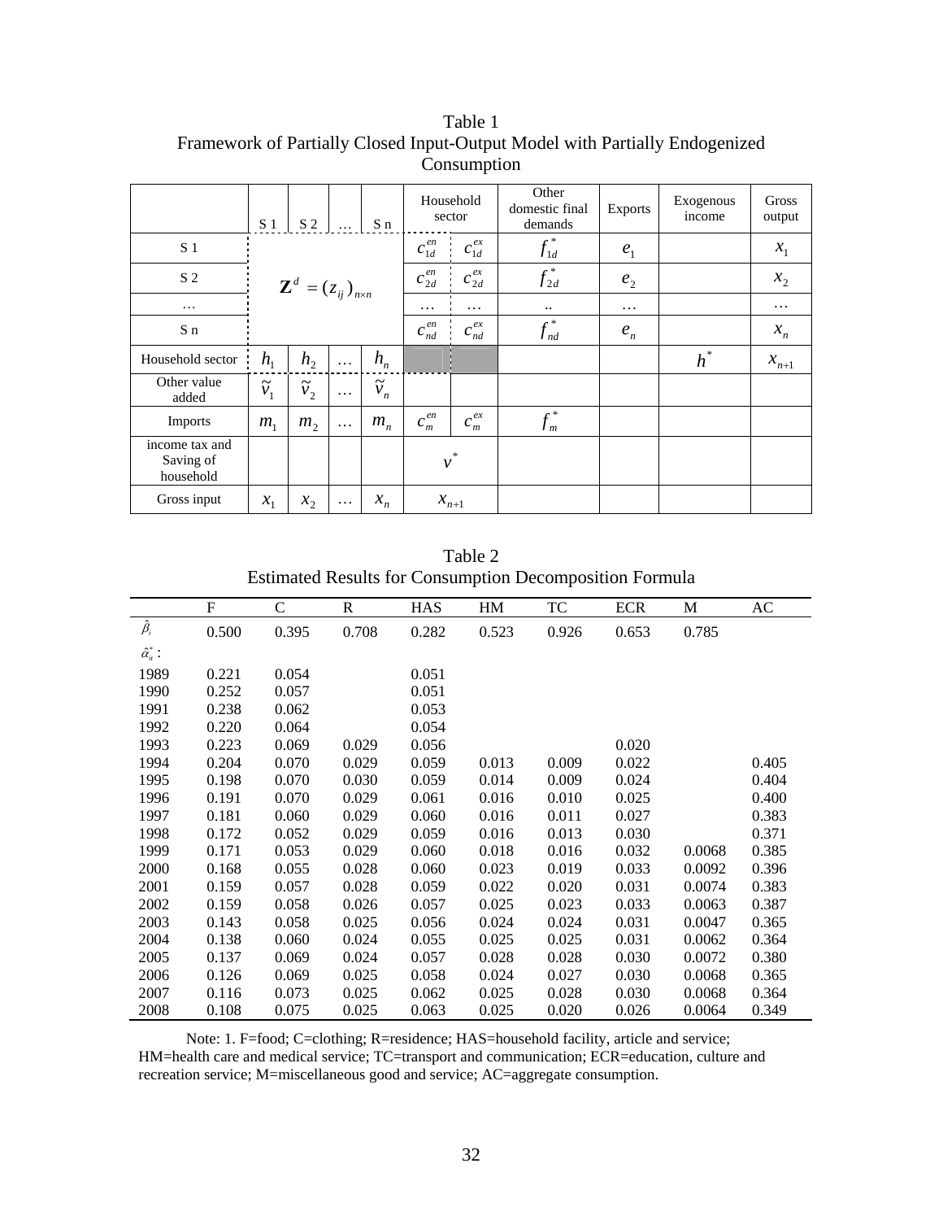Table 1
Framework of Partially Closed Input-Output Model with Partially Endogenized Consumption

| | S 1 | S 2 | … | S n | Household sector | | Other domestic final demands | Exports | Exogenous income | Gross output |
|---|---|---|---|---|---|---|---|---|---|---|
| S 1 | $\mathbf{Z}^d = (z_{ij})_{n \times n}$ | | | | $c_{1d}^{en}$ | $c_{1d}^{ex}$ | $f_{1d}^*$ | $e_1$ | | $x_1$ |
| S 2 | | | | | $c_{2d}^{en}$ | $c_{2d}^{ex}$ | $f_{2d}^*$ | $e_2$ | | $x_2$ |
| … | | | | | … | … | .. | … | | … |
| S n | | | | | $c_{nd}^{en}$ | $c_{nd}^{ex}$ | $f_{nd}^*$ | $e_n$ | | $x_n$ |
| Household sector | $h_1$ | $h_2$ | … | $h_n$ | | | | | $h^*$ | $x_{n+1}$ |
| Other value added | $\tilde{v}_1$ | $\tilde{v}_2$ | … | $\tilde{v}_n$ | | | | | | |
| Imports | $m_1$ | $m_2$ | … | $m_n$ | $c_m^{en}$ | $c_m^{ex}$ | $f_m^*$ | | | |
| income tax and Saving of household | | | | | $v^*$ | | | | | |
| Gross input | $x_1$ | $x_2$ | … | $x_n$ | $x_{n+1}$ | | | | | |

Table 2
Estimated Results for Consumption Decomposition Formula

| | F | C | R | HAS | HM | TC | ECR | M | AC |
|---|---|---|---|---|---|---|---|---|---|
| $\hat{\beta}_i$ | 0.500 | 0.395 | 0.708 | 0.282 | 0.523 | 0.926 | 0.653 | 0.785 | |
| $\hat{\alpha}_{it}^*$ : | | | | | | | | | |
| 1989 | 0.221 | 0.054 | | 0.051 | | | | | |
| 1990 | 0.252 | 0.057 | | 0.051 | | | | | |
| 1991 | 0.238 | 0.062 | | 0.053 | | | | | |
| 1992 | 0.220 | 0.064 | | 0.054 | | | | | |
| 1993 | 0.223 | 0.069 | 0.029 | 0.056 | | | 0.020 | | |
| 1994 | 0.204 | 0.070 | 0.029 | 0.059 | 0.013 | 0.009 | 0.022 | | 0.405 |
| 1995 | 0.198 | 0.070 | 0.030 | 0.059 | 0.014 | 0.009 | 0.024 | | 0.404 |
| 1996 | 0.191 | 0.070 | 0.029 | 0.061 | 0.016 | 0.010 | 0.025 | | 0.400 |
| 1997 | 0.181 | 0.060 | 0.029 | 0.060 | 0.016 | 0.011 | 0.027 | | 0.383 |
| 1998 | 0.172 | 0.052 | 0.029 | 0.059 | 0.016 | 0.013 | 0.030 | | 0.371 |
| 1999 | 0.171 | 0.053 | 0.029 | 0.060 | 0.018 | 0.016 | 0.032 | 0.0068 | 0.385 |
| 2000 | 0.168 | 0.055 | 0.028 | 0.060 | 0.023 | 0.019 | 0.033 | 0.0092 | 0.396 |
| 2001 | 0.159 | 0.057 | 0.028 | 0.059 | 0.022 | 0.020 | 0.031 | 0.0074 | 0.383 |
| 2002 | 0.159 | 0.058 | 0.026 | 0.057 | 0.025 | 0.023 | 0.033 | 0.0063 | 0.387 |
| 2003 | 0.143 | 0.058 | 0.025 | 0.056 | 0.024 | 0.024 | 0.031 | 0.0047 | 0.365 |
| 2004 | 0.138 | 0.060 | 0.024 | 0.055 | 0.025 | 0.025 | 0.031 | 0.0062 | 0.364 |
| 2005 | 0.137 | 0.069 | 0.024 | 0.057 | 0.028 | 0.028 | 0.030 | 0.0072 | 0.380 |
| 2006 | 0.126 | 0.069 | 0.025 | 0.058 | 0.024 | 0.027 | 0.030 | 0.0068 | 0.365 |
| 2007 | 0.116 | 0.073 | 0.025 | 0.062 | 0.025 | 0.028 | 0.030 | 0.0068 | 0.364 |
| 2008 | 0.108 | 0.075 | 0.025 | 0.063 | 0.025 | 0.020 | 0.026 | 0.0064 | 0.349 |

Note: 1. F=food; C=clothing; R=residence; HAS=household facility, article and service; HM=health care and medical service; TC=transport and communication; ECR=education, culture and recreation service; M=miscellaneous good and service; AC=aggregate consumption.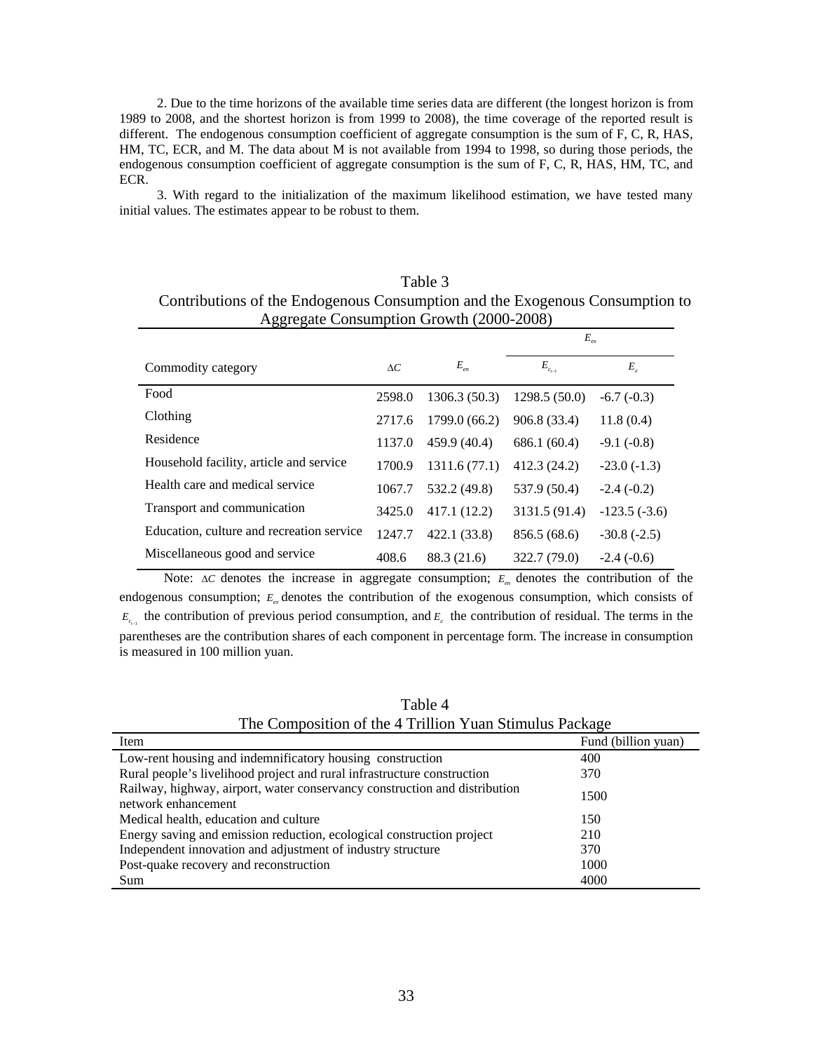2. Due to the time horizons of the available time series data are different (the longest horizon is from 1989 to 2008, and the shortest horizon is from 1999 to 2008), the time coverage of the reported result is different. The endogenous consumption coefficient of aggregate consumption is the sum of F, C, R, HAS, HM, TC, ECR, and M. The data about M is not available from 1994 to 1998, so during those periods, the endogenous consumption coefficient of aggregate consumption is the sum of F, C, R, HAS, HM, TC, and ECR.

3. With regard to the initialization of the maximum likelihood estimation, we have tested many initial values. The estimates appear to be robust to them.

Table 3
Contributions of the Endogenous Consumption and the Exogenous Consumption to Aggregate Consumption Growth (2000-2008)

| Commodity category | $\Delta C$ | $E_{en}$ | $E_{ex}$ | |
|---|---|---|---|---|
| | | | $E_{c_{t-1}}$ | $E_{\varepsilon}$ |
| Food | 2598.0 | 1306.3 (50.3) | 1298.5 (50.0) | -6.7 (-0.3) |
| Clothing | 2717.6 | 1799.0 (66.2) | 906.8 (33.4) | 11.8 (0.4) |
| Residence | 1137.0 | 459.9 (40.4) | 686.1 (60.4) | -9.1 (-0.8) |
| Household facility, article and service | 1700.9 | 1311.6 (77.1) | 412.3 (24.2) | -23.0 (-1.3) |
| Health care and medical service | 1067.7 | 532.2 (49.8) | 537.9 (50.4) | -2.4 (-0.2) |
| Transport and communication | 3425.0 | 417.1 (12.2) | 3131.5 (91.4) | -123.5 (-3.6) |
| Education, culture and recreation service | 1247.7 | 422.1 (33.8) | 856.5 (68.6) | -30.8 (-2.5) |
| Miscellaneous good and service | 408.6 | 88.3 (21.6) | 322.7 (79.0) | -2.4 (-0.6) |

Note: $\Delta C$ denotes the increase in aggregate consumption; $E_{en}$ denotes the contribution of the endogenous consumption; $E_{ex}$ denotes the contribution of the exogenous consumption, which consists of $E_{c_{t-1}}$ the contribution of previous period consumption, and $E_{\varepsilon}$ the contribution of residual. The terms in the parentheses are the contribution shares of each component in percentage form. The increase in consumption is measured in 100 million yuan.

Table 4
The Composition of the 4 Trillion Yuan Stimulus Package

| Item | Fund (billion yuan) |
|---|---|
| Low-rent housing and indemnificatory housing construction | 400 |
| Rural people's livelihood project and rural infrastructure construction | 370 |
| Railway, highway, airport, water conservancy construction and distribution network enhancement | 1500 |
| Medical health, education and culture | 150 |
| Energy saving and emission reduction, ecological construction project | 210 |
| Independent innovation and adjustment of industry structure | 370 |
| Post-quake recovery and reconstruction | 1000 |
| Sum | 4000 |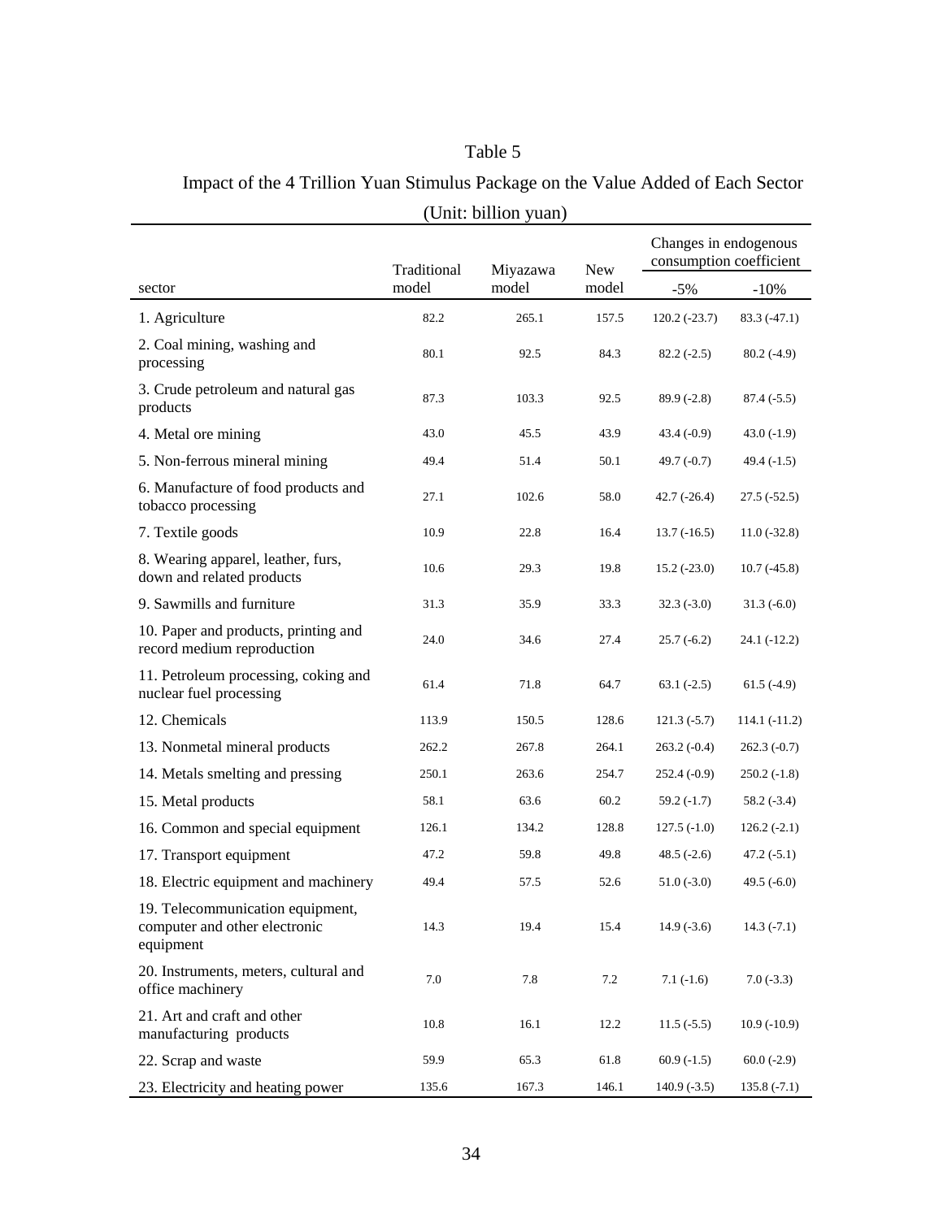Table 5

Impact of the 4 Trillion Yuan Stimulus Package on the Value Added of Each Sector

(Unit: billion yuan)

| sector | Traditional model | Miyazawa model | New model | Changes in endogenous consumption coefficient | |
|---|---|---|---|---|---|
| | | | | -5% | -10% |
| 1. Agriculture | 82.2 | 265.1 | 157.5 | 120.2 (-23.7) | 83.3 (-47.1) |
| 2. Coal mining, washing and processing | 80.1 | 92.5 | 84.3 | 82.2 (-2.5) | 80.2 (-4.9) |
| 3. Crude petroleum and natural gas products | 87.3 | 103.3 | 92.5 | 89.9 (-2.8) | 87.4 (-5.5) |
| 4. Metal ore mining | 43.0 | 45.5 | 43.9 | 43.4 (-0.9) | 43.0 (-1.9) |
| 5. Non-ferrous mineral mining | 49.4 | 51.4 | 50.1 | 49.7 (-0.7) | 49.4 (-1.5) |
| 6. Manufacture of food products and tobacco processing | 27.1 | 102.6 | 58.0 | 42.7 (-26.4) | 27.5 (-52.5) |
| 7. Textile goods | 10.9 | 22.8 | 16.4 | 13.7 (-16.5) | 11.0 (-32.8) |
| 8. Wearing apparel, leather, furs, down and related products | 10.6 | 29.3 | 19.8 | 15.2 (-23.0) | 10.7 (-45.8) |
| 9. Sawmills and furniture | 31.3 | 35.9 | 33.3 | 32.3 (-3.0) | 31.3 (-6.0) |
| 10. Paper and products, printing and record medium reproduction | 24.0 | 34.6 | 27.4 | 25.7 (-6.2) | 24.1 (-12.2) |
| 11. Petroleum processing, coking and nuclear fuel processing | 61.4 | 71.8 | 64.7 | 63.1 (-2.5) | 61.5 (-4.9) |
| 12. Chemicals | 113.9 | 150.5 | 128.6 | 121.3 (-5.7) | 114.1 (-11.2) |
| 13. Nonmetal mineral products | 262.2 | 267.8 | 264.1 | 263.2 (-0.4) | 262.3 (-0.7) |
| 14. Metals smelting and pressing | 250.1 | 263.6 | 254.7 | 252.4 (-0.9) | 250.2 (-1.8) |
| 15. Metal products | 58.1 | 63.6 | 60.2 | 59.2 (-1.7) | 58.2 (-3.4) |
| 16. Common and special equipment | 126.1 | 134.2 | 128.8 | 127.5 (-1.0) | 126.2 (-2.1) |
| 17. Transport equipment | 47.2 | 59.8 | 49.8 | 48.5 (-2.6) | 47.2 (-5.1) |
| 18. Electric equipment and machinery | 49.4 | 57.5 | 52.6 | 51.0 (-3.0) | 49.5 (-6.0) |
| 19. Telecommunication equipment, computer and other electronic equipment | 14.3 | 19.4 | 15.4 | 14.9 (-3.6) | 14.3 (-7.1) |
| 20. Instruments, meters, cultural and office machinery | 7.0 | 7.8 | 7.2 | 7.1 (-1.6) | 7.0 (-3.3) |
| 21. Art and craft and other manufacturing products | 10.8 | 16.1 | 12.2 | 11.5 (-5.5) | 10.9 (-10.9) |
| 22. Scrap and waste | 59.9 | 65.3 | 61.8 | 60.9 (-1.5) | 60.0 (-2.9) |
| 23. Electricity and heating power | 135.6 | 167.3 | 146.1 | 140.9 (-3.5) | 135.8 (-7.1) |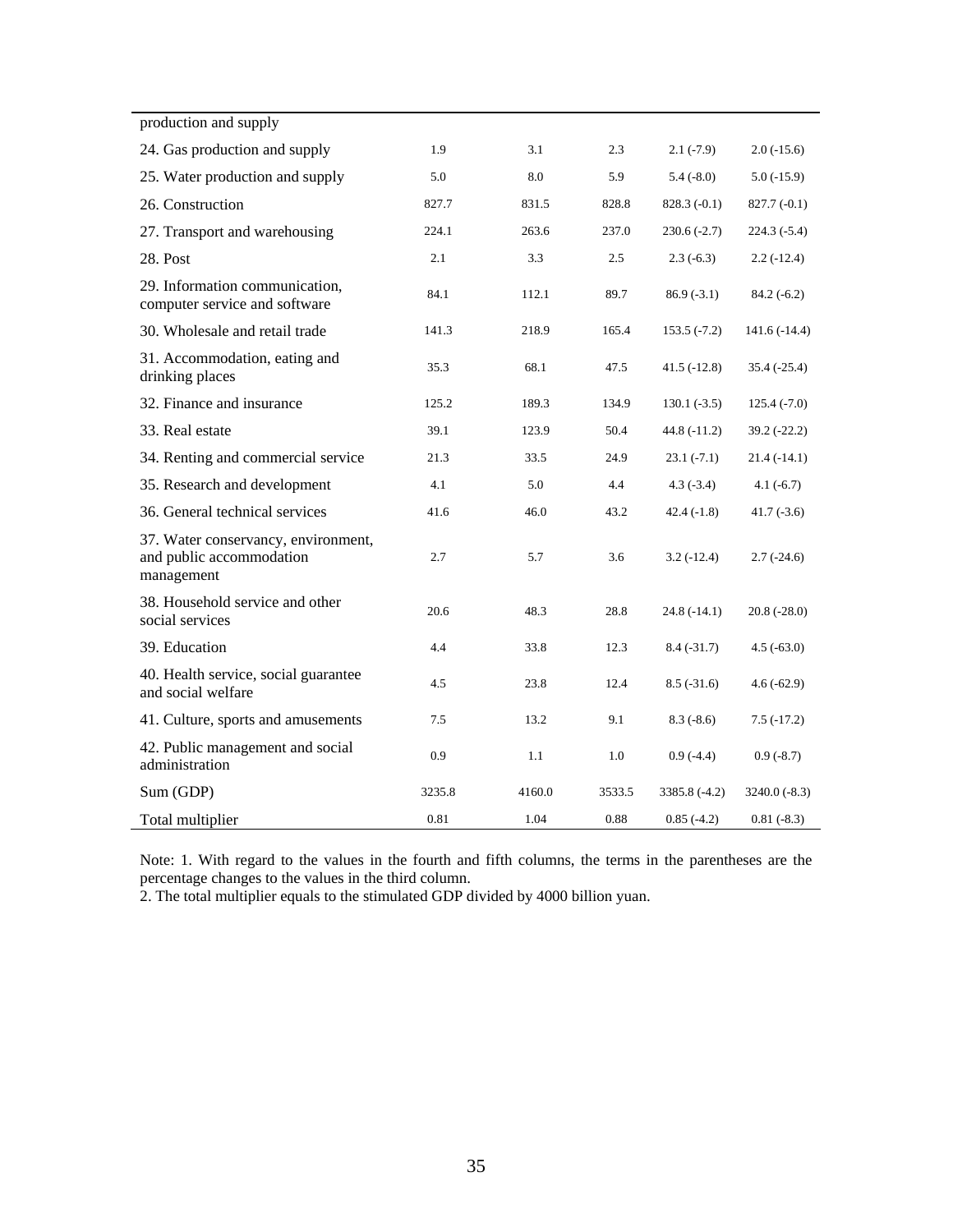| | | | | | |
|---|---|---|---|---|---|
| production and supply | | | | | |
| 24. Gas production and supply | 1.9 | 3.1 | 2.3 | 2.1 (-7.9) | 2.0 (-15.6) |
| 25. Water production and supply | 5.0 | 8.0 | 5.9 | 5.4 (-8.0) | 5.0 (-15.9) |
| 26. Construction | 827.7 | 831.5 | 828.8 | 828.3 (-0.1) | 827.7 (-0.1) |
| 27. Transport and warehousing | 224.1 | 263.6 | 237.0 | 230.6 (-2.7) | 224.3 (-5.4) |
| 28. Post | 2.1 | 3.3 | 2.5 | 2.3 (-6.3) | 2.2 (-12.4) |
| 29. Information communication, computer service and software | 84.1 | 112.1 | 89.7 | 86.9 (-3.1) | 84.2 (-6.2) |
| 30. Wholesale and retail trade | 141.3 | 218.9 | 165.4 | 153.5 (-7.2) | 141.6 (-14.4) |
| 31. Accommodation, eating and drinking places | 35.3 | 68.1 | 47.5 | 41.5 (-12.8) | 35.4 (-25.4) |
| 32. Finance and insurance | 125.2 | 189.3 | 134.9 | 130.1 (-3.5) | 125.4 (-7.0) |
| 33. Real estate | 39.1 | 123.9 | 50.4 | 44.8 (-11.2) | 39.2 (-22.2) |
| 34. Renting and commercial service | 21.3 | 33.5 | 24.9 | 23.1 (-7.1) | 21.4 (-14.1) |
| 35. Research and development | 4.1 | 5.0 | 4.4 | 4.3 (-3.4) | 4.1 (-6.7) |
| 36. General technical services | 41.6 | 46.0 | 43.2 | 42.4 (-1.8) | 41.7 (-3.6) |
| 37. Water conservancy, environment, and public accommodation management | 2.7 | 5.7 | 3.6 | 3.2 (-12.4) | 2.7 (-24.6) |
| 38. Household service and other social services | 20.6 | 48.3 | 28.8 | 24.8 (-14.1) | 20.8 (-28.0) |
| 39. Education | 4.4 | 33.8 | 12.3 | 8.4 (-31.7) | 4.5 (-63.0) |
| 40. Health service, social guarantee and social welfare | 4.5 | 23.8 | 12.4 | 8.5 (-31.6) | 4.6 (-62.9) |
| 41. Culture, sports and amusements | 7.5 | 13.2 | 9.1 | 8.3 (-8.6) | 7.5 (-17.2) |
| 42. Public management and social administration | 0.9 | 1.1 | 1.0 | 0.9 (-4.4) | 0.9 (-8.7) |
| Sum (GDP) | 3235.8 | 4160.0 | 3533.5 | 3385.8 (-4.2) | 3240.0 (-8.3) |
| Total multiplier | 0.81 | 1.04 | 0.88 | 0.85 (-4.2) | 0.81 (-8.3) |

Note: 1. With regard to the values in the fourth and fifth columns, the terms in the parentheses are the percentage changes to the values in the third column.
2. The total multiplier equals to the stimulated GDP divided by 4000 billion yuan.